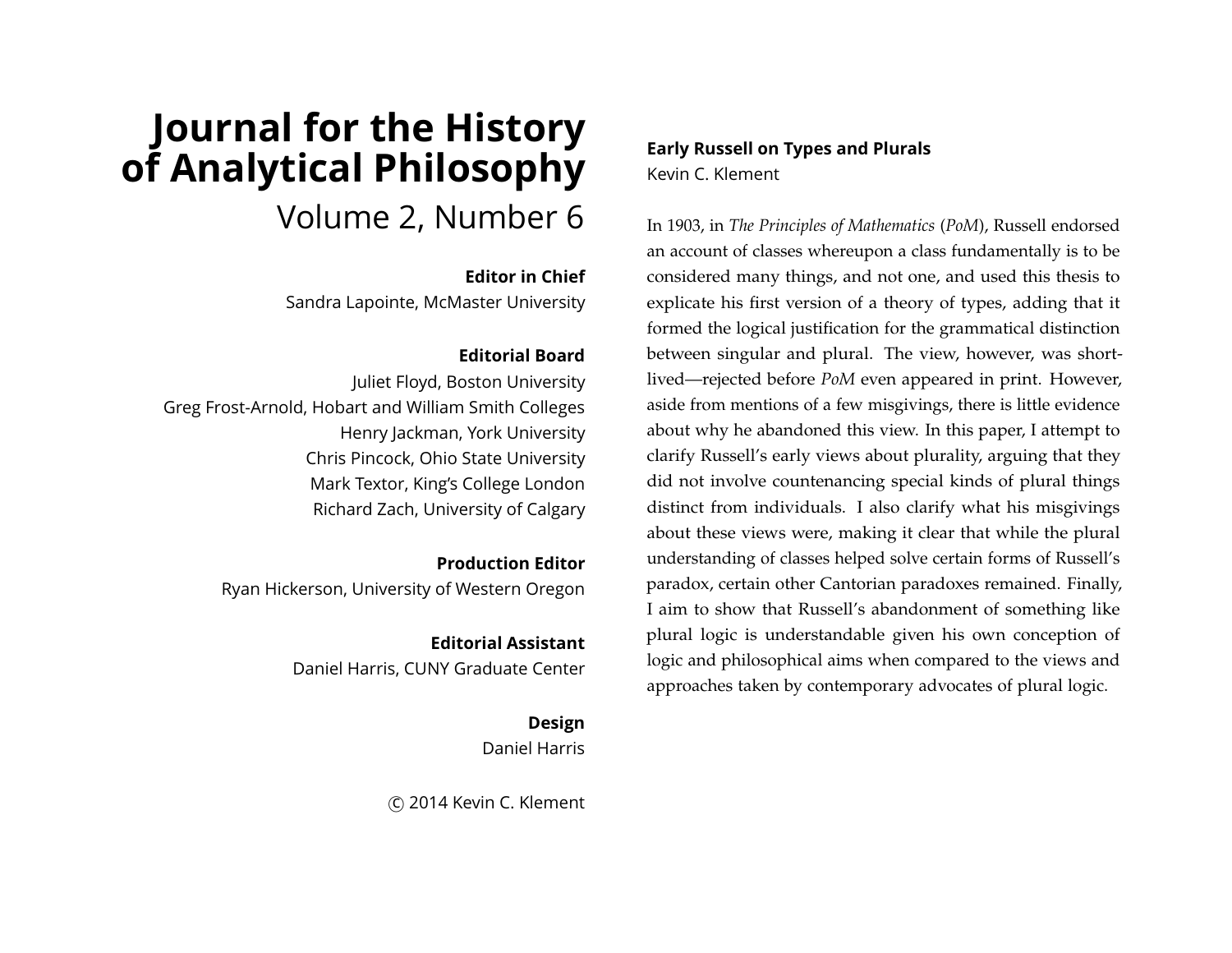# Journal for the History of Analytical Philosophy

Volume 2, Number 6

**Editor in Chief**
Sandra Lapointe, McMaster University

**Editorial Board**
Juliet Floyd, Boston University
Greg Frost-Arnold, Hobart and William Smith Colleges
Henry Jackman, York University
Chris Pincock, Ohio State University
Mark Textor, King's College London
Richard Zach, University of Calgary

**Production Editor**
Ryan Hickerson, University of Western Oregon

**Editorial Assistant**
Daniel Harris, CUNY Graduate Center

**Design**
Daniel Harris

© 2014 Kevin C. Klement

## Early Russell on Types and Plurals

Kevin C. Klement

In 1903, in *The Principles of Mathematics* (*PoM*), Russell endorsed an account of classes whereupon a class fundamentally is to be considered many things, and not one, and used this thesis to explicate his first version of a theory of types, adding that it formed the logical justification for the grammatical distinction between singular and plural. The view, however, was short-lived—rejected before *PoM* even appeared in print. However, aside from mentions of a few misgivings, there is little evidence about why he abandoned this view. In this paper, I attempt to clarify Russell's early views about plurality, arguing that they did not involve countenancing special kinds of plural things distinct from individuals. I also clarify what his misgivings about these views were, making it clear that while the plural understanding of classes helped solve certain forms of Russell's paradox, certain other Cantorian paradoxes remained. Finally, I aim to show that Russell's abandonment of something like plural logic is understandable given his own conception of logic and philosophical aims when compared to the views and approaches taken by contemporary advocates of plural logic.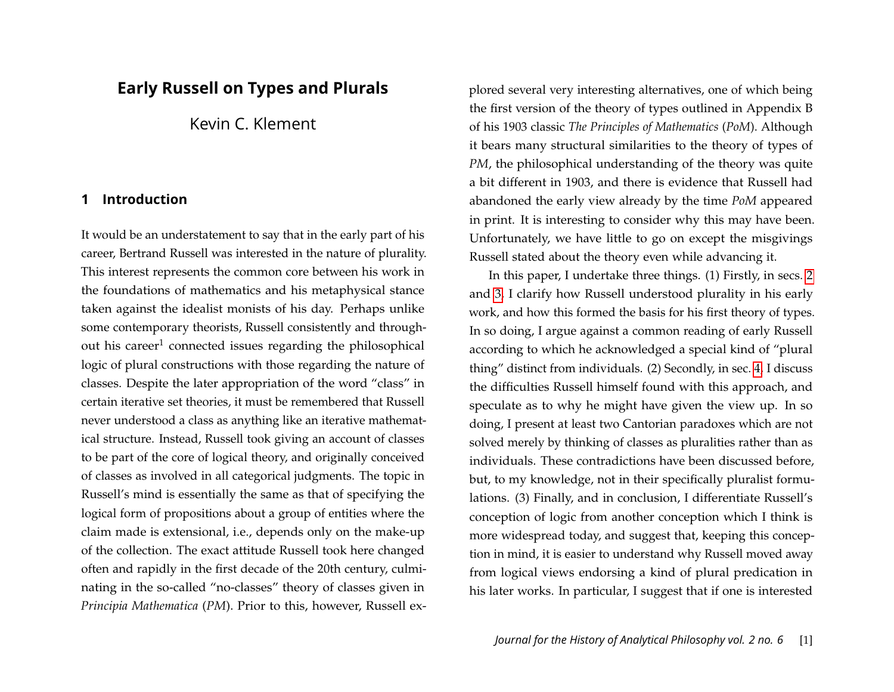# Early Russell on Types and Plurals

Kevin C. Klement

## 1 Introduction

It would be an understatement to say that in the early part of his career, Bertrand Russell was interested in the nature of plurality. This interest represents the common core between his work in the foundations of mathematics and his metaphysical stance taken against the idealist monists of his day. Perhaps unlike some contemporary theorists, Russell consistently and throughout his career[1] connected issues regarding the philosophical logic of plural constructions with those regarding the nature of classes. Despite the later appropriation of the word "class" in certain iterative set theories, it must be remembered that Russell never understood a class as anything like an iterative mathematical structure. Instead, Russell took giving an account of classes to be part of the core of logical theory, and originally conceived of classes as involved in all categorical judgments. The topic in Russell's mind is essentially the same as that of specifying the logical form of propositions about a group of entities where the claim made is extensional, i.e., depends only on the make-up of the collection. The exact attitude Russell took here changed often and rapidly in the first decade of the 20th century, culminating in the so-called "no-classes" theory of classes given in *Principia Mathematica* (*PM*). Prior to this, however, Russell explored several very interesting alternatives, one of which being the first version of the theory of types outlined in Appendix B of his 1903 classic *The Principles of Mathematics* (*PoM*). Although it bears many structural similarities to the theory of types of *PM*, the philosophical understanding of the theory was quite a bit different in 1903, and there is evidence that Russell had abandoned the early view already by the time *PoM* appeared in print. It is interesting to consider why this may have been. Unfortunately, we have little to go on except the misgivings Russell stated about the theory even while advancing it.

In this paper, I undertake three things. (1) Firstly, in secs. 2 and 3, I clarify how Russell understood plurality in his early work, and how this formed the basis for his first theory of types. In so doing, I argue against a common reading of early Russell according to which he acknowledged a special kind of "plural thing" distinct from individuals. (2) Secondly, in sec. 4, I discuss the difficulties Russell himself found with this approach, and speculate as to why he might have given the view up. In so doing, I present at least two Cantorian paradoxes which are not solved merely by thinking of classes as pluralities rather than as individuals. These contradictions have been discussed before, but, to my knowledge, not in their specifically pluralist formulations. (3) Finally, and in conclusion, I differentiate Russell's conception of logic from another conception which I think is more widespread today, and suggest that, keeping this conception in mind, it is easier to understand why Russell moved away from logical views endorsing a kind of plural predication in his later works. In particular, I suggest that if one is interested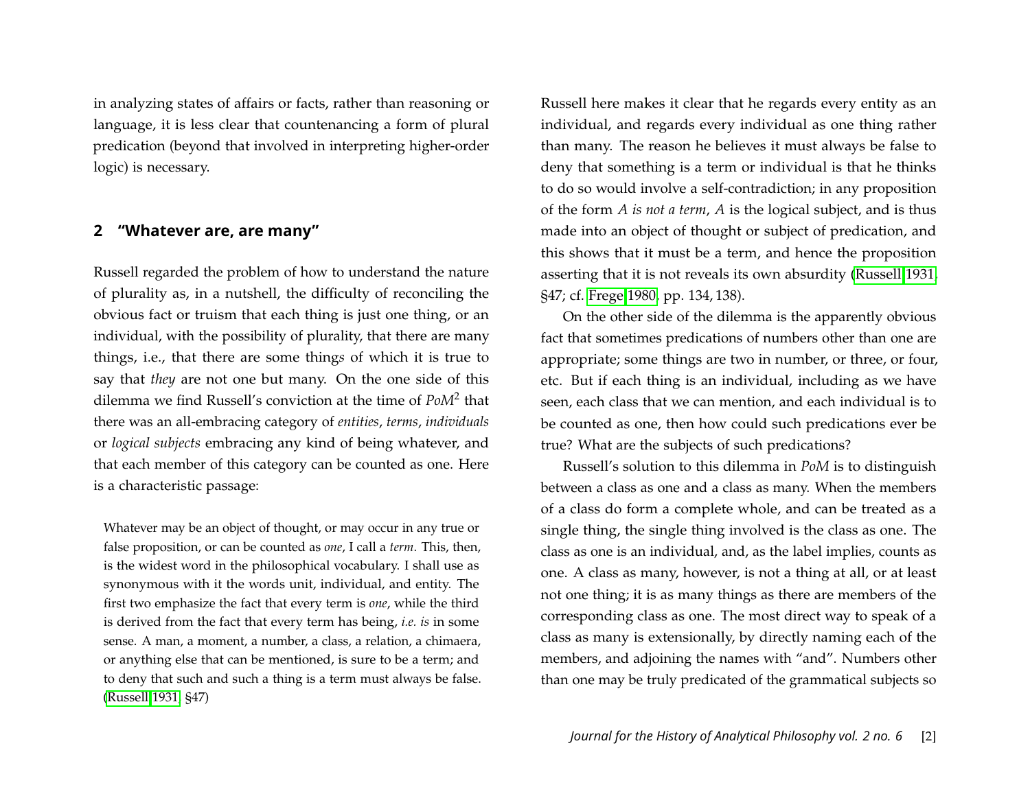in analyzing states of affairs or facts, rather than reasoning or language, it is less clear that countenancing a form of plural predication (beyond that involved in interpreting higher-order logic) is necessary.

## 2 "Whatever are, are many"

Russell regarded the problem of how to understand the nature of plurality as, in a nutshell, the difficulty of reconciling the obvious fact or truism that each thing is just one thing, or an individual, with the possibility of plurality, that there are many things, i.e., that there are some thing*s* of which it is true to say that *they* are not one but many. On the one side of this dilemma we find Russell's conviction at the time of *PoM*[2] that there was an all-embracing category of *entities*, *terms*, *individuals* or *logical subjects* embracing any kind of being whatever, and that each member of this category can be counted as one. Here is a characteristic passage:

> Whatever may be an object of thought, or may occur in any true or false proposition, or can be counted as *one*, I call a *term*. This, then, is the widest word in the philosophical vocabulary. I shall use as synonymous with it the words unit, individual, and entity. The first two emphasize the fact that every term is *one*, while the third is derived from the fact that every term has being, *i.e. is* in some sense. A man, a moment, a number, a class, a relation, a chimaera, or anything else that can be mentioned, is sure to be a term; and to deny that such and such a thing is a term must always be false. (Russell 1931, §47)

Russell here makes it clear that he regards every entity as an individual, and regards every individual as one thing rather than many. The reason he believes it must always be false to deny that something is a term or individual is that he thinks to do so would involve a self-contradiction; in any proposition of the form *A is not a term*, *A* is the logical subject, and is thus made into an object of thought or subject of predication, and this shows that it must be a term, and hence the proposition asserting that it is not reveals its own absurdity (Russell 1931, §47; cf. Frege 1980, pp. 134, 138).

On the other side of the dilemma is the apparently obvious fact that sometimes predications of numbers other than one are appropriate; some things are two in number, or three, or four, etc. But if each thing is an individual, including as we have seen, each class that we can mention, and each individual is to be counted as one, then how could such predications ever be true? What are the subjects of such predications?

Russell's solution to this dilemma in *PoM* is to distinguish between a class as one and a class as many. When the members of a class do form a complete whole, and can be treated as a single thing, the single thing involved is the class as one. The class as one is an individual, and, as the label implies, counts as one. A class as many, however, is not a thing at all, or at least not one thing; it is as many things as there are members of the corresponding class as one. The most direct way to speak of a class as many is extensionally, by directly naming each of the members, and adjoining the names with "and". Numbers other than one may be truly predicated of the grammatical subjects so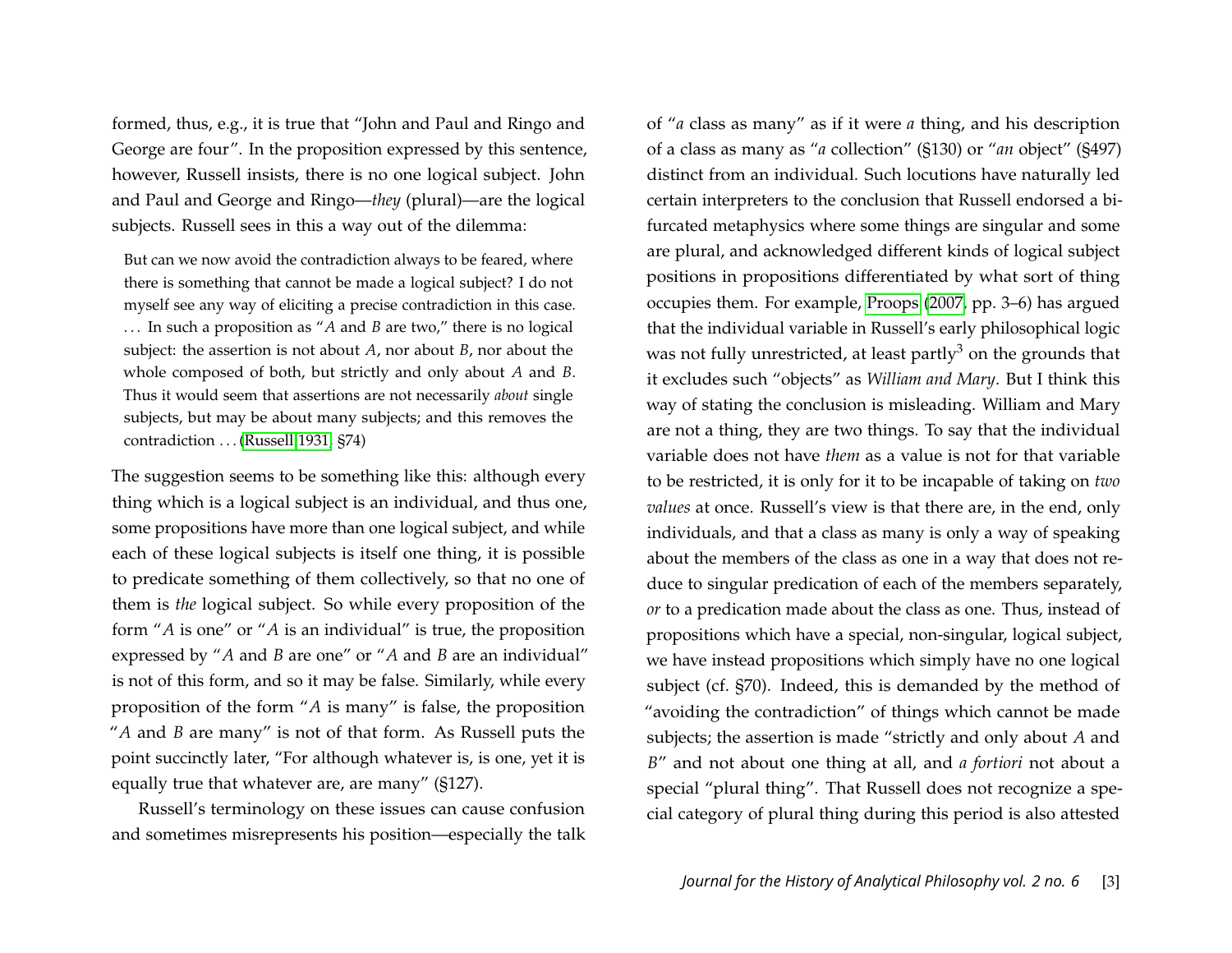formed, thus, e.g., it is true that "John and Paul and Ringo and George are four". In the proposition expressed by this sentence, however, Russell insists, there is no one logical subject. John and Paul and George and Ringo—*they* (plural)—are the logical subjects. Russell sees in this a way out of the dilemma:

> But can we now avoid the contradiction always to be feared, where there is something that cannot be made a logical subject? I do not myself see any way of eliciting a precise contradiction in this case. ... In such a proposition as "*A* and *B* are two," there is no logical subject: the assertion is not about *A*, nor about *B*, nor about the whole composed of both, but strictly and only about *A* and *B*. Thus it would seem that assertions are not necessarily *about* single subjects, but may be about many subjects; and this removes the contradiction ... (Russell 1931, §74)

The suggestion seems to be something like this: although every thing which is a logical subject is an individual, and thus one, some propositions have more than one logical subject, and while each of these logical subjects is itself one thing, it is possible to predicate something of them collectively, so that no one of them is *the* logical subject. So while every proposition of the form "*A* is one" or "*A* is an individual" is true, the proposition expressed by "*A* and *B* are one" or "*A* and *B* are an individual" is not of this form, and so it may be false. Similarly, while every proposition of the form "*A* is many" is false, the proposition "*A* and *B* are many" is not of that form. As Russell puts the point succinctly later, "For although whatever is, is one, yet it is equally true that whatever are, are many" (§127).

Russell's terminology on these issues can cause confusion and sometimes misrepresents his position—especially the talk of "*a* class as many" as if it were *a* thing, and his description of a class as many as "*a* collection" (§130) or "*an* object" (§497) distinct from an individual. Such locutions have naturally led certain interpreters to the conclusion that Russell endorsed a bifurcated metaphysics where some things are singular and some are plural, and acknowledged different kinds of logical subject positions in propositions differentiated by what sort of thing occupies them. For example, Proops (2007, pp. 3–6) has argued that the individual variable in Russell's early philosophical logic was not fully unrestricted, at least partly[3] on the grounds that it excludes such "objects" as *William and Mary*. But I think this way of stating the conclusion is misleading. William and Mary are not a thing, they are two things. To say that the individual variable does not have *them* as a value is not for that variable to be restricted, it is only for it to be incapable of taking on *two values* at once. Russell's view is that there are, in the end, only individuals, and that a class as many is only a way of speaking about the members of the class as one in a way that does not reduce to singular predication of each of the members separately, *or* to a predication made about the class as one. Thus, instead of propositions which have a special, non-singular, logical subject, we have instead propositions which simply have no one logical subject (cf. §70). Indeed, this is demanded by the method of "avoiding the contradiction" of things which cannot be made subjects; the assertion is made "strictly and only about *A* and *B*" and not about one thing at all, and *a fortiori* not about a special "plural thing". That Russell does not recognize a special category of plural thing during this period is also attested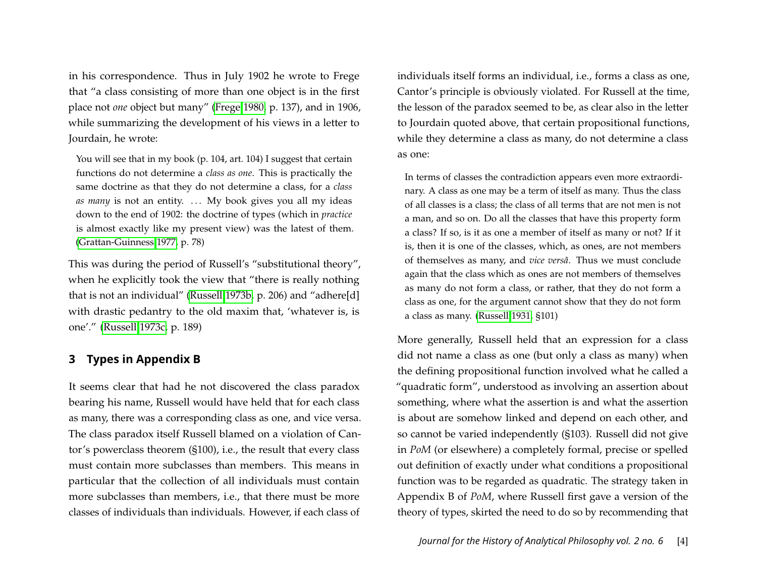in his correspondence. Thus in July 1902 he wrote to Frege that "a class consisting of more than one object is in the first place not *one* object but many" (Frege 1980, p. 137), and in 1906, while summarizing the development of his views in a letter to Jourdain, he wrote:

> You will see that in my book (p. 104, art. 104) I suggest that certain functions do not determine a *class as one*. This is practically the same doctrine as that they do not determine a class, for a *class as many* is not an entity. ... My book gives you all my ideas down to the end of 1902: the doctrine of types (which in *practice* is almost exactly like my present view) was the latest of them. (Grattan-Guinness 1977, p. 78)

This was during the period of Russell's "substitutional theory", when he explicitly took the view that "there is really nothing that is not an individual" (Russell 1973b, p. 206) and "adhere[d] with drastic pedantry to the old maxim that, 'whatever is, is one'." (Russell 1973c, p. 189)

## 3 Types in Appendix B

It seems clear that had he not discovered the class paradox bearing his name, Russell would have held that for each class as many, there was a corresponding class as one, and vice versa. The class paradox itself Russell blamed on a violation of Cantor's powerclass theorem (§100), i.e., the result that every class must contain more subclasses than members. This means in particular that the collection of all individuals must contain more subclasses than members, i.e., that there must be more classes of individuals than individuals. However, if each class of individuals itself forms an individual, i.e., forms a class as one, Cantor's principle is obviously violated. For Russell at the time, the lesson of the paradox seemed to be, as clear also in the letter to Jourdain quoted above, that certain propositional functions, while they determine a class as many, do not determine a class as one:

> In terms of classes the contradiction appears even more extraordinary. A class as one may be a term of itself as many. Thus the class of all classes is a class; the class of all terms that are not men is not a man, and so on. Do all the classes that have this property form a class? If so, is it as one a member of itself as many or not? If it is, then it is one of the classes, which, as ones, are not members of themselves as many, and *vice versâ*. Thus we must conclude again that the class which as ones are not members of themselves as many do not form a class, or rather, that they do not form a class as one, for the argument cannot show that they do not form a class as many. (Russell 1931, §101)

More generally, Russell held that an expression for a class did not name a class as one (but only a class as many) when the defining propositional function involved what he called a "quadratic form", understood as involving an assertion about something, where what the assertion is and what the assertion is about are somehow linked and depend on each other, and so cannot be varied independently (§103). Russell did not give in *PoM* (or elsewhere) a completely formal, precise or spelled out definition of exactly under what conditions a propositional function was to be regarded as quadratic. The strategy taken in Appendix B of *PoM*, where Russell first gave a version of the theory of types, skirted the need to do so by recommending that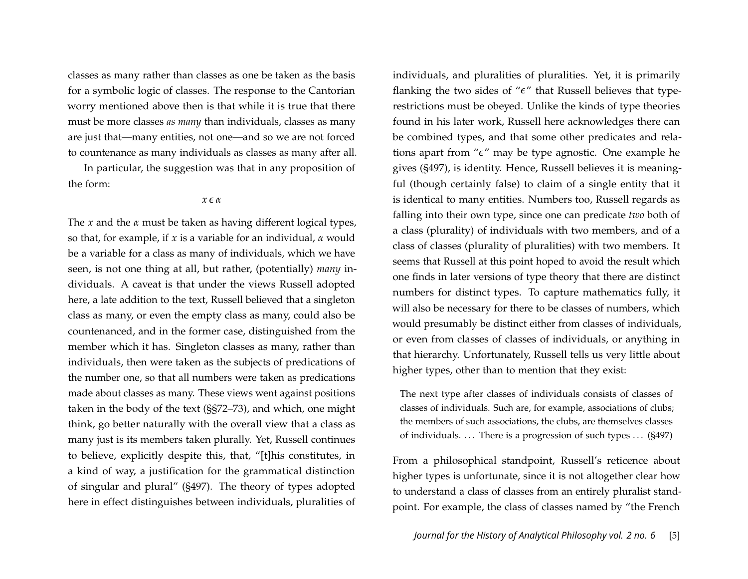classes as many rather than classes as one be taken as the basis for a symbolic logic of classes. The response to the Cantorian worry mentioned above then is that while it is true that there must be more classes *as many* than individuals, classes as many are just that—many entities, not one—and so we are not forced to countenance as many individuals as classes as many after all.

In particular, the suggestion was that in any proposition of the form:

$$x \in \alpha$$

The $x$ and the $\alpha$ must be taken as having different logical types, so that, for example, if $x$ is a variable for an individual, $\alpha$ would be a variable for a class as many of individuals, which we have seen, is not one thing at all, but rather, (potentially) *many* individuals. A caveat is that under the views Russell adopted here, a late addition to the text, Russell believed that a singleton class as many, or even the empty class as many, could also be countenanced, and in the former case, distinguished from the member which it has. Singleton classes as many, rather than individuals, then were taken as the subjects of predications of the number one, so that all numbers were taken as predications made about classes as many. These views went against positions taken in the body of the text (§§72–73), and which, one might think, go better naturally with the overall view that a class as many just is its members taken plurally. Yet, Russell continues to believe, explicitly despite this, that, "[t]his constitutes, in a kind of way, a justification for the grammatical distinction of singular and plural" (§497). The theory of types adopted here in effect distinguishes between individuals, pluralities of individuals, and pluralities of pluralities. Yet, it is primarily flanking the two sides of "$\in$" that Russell believes that type-restrictions must be obeyed. Unlike the kinds of type theories found in his later work, Russell here acknowledges there can be combined types, and that some other predicates and relations apart from "$\in$" may be type agnostic. One example he gives (§497), is identity. Hence, Russell believes it is meaningful (though certainly false) to claim of a single entity that it is identical to many entities. Numbers too, Russell regards as falling into their own type, since one can predicate *two* both of a class (plurality) of individuals with two members, and of a class of classes (plurality of pluralities) with two members. It seems that Russell at this point hoped to avoid the result which one finds in later versions of type theory that there are distinct numbers for distinct types. To capture mathematics fully, it will also be necessary for there to be classes of numbers, which would presumably be distinct either from classes of individuals, or even from classes of classes of individuals, or anything in that hierarchy. Unfortunately, Russell tells us very little about higher types, other than to mention that they exist:

> The next type after classes of individuals consists of classes of classes of individuals. Such are, for example, associations of clubs; the members of such associations, the clubs, are themselves classes of individuals. . . . There is a progression of such types . . . (§497)

From a philosophical standpoint, Russell's reticence about higher types is unfortunate, since it is not altogether clear how to understand a class of classes from an entirely pluralist standpoint. For example, the class of classes named by "the French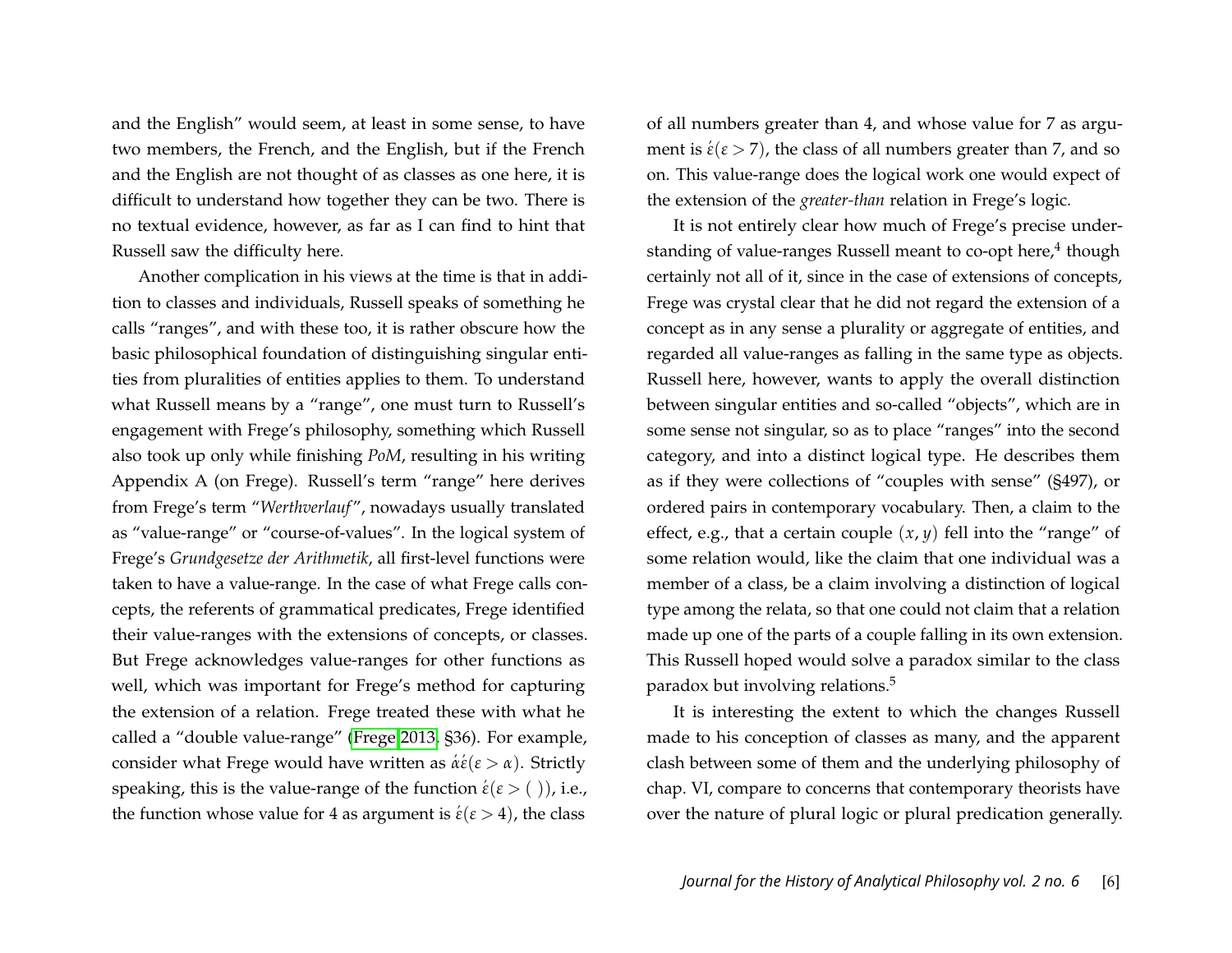and the English" would seem, at least in some sense, to have two members, the French, and the English, but if the French and the English are not thought of as classes as one here, it is difficult to understand how together they can be two. There is no textual evidence, however, as far as I can find to hint that Russell saw the difficulty here.

Another complication in his views at the time is that in addition to classes and individuals, Russell speaks of something he calls "ranges", and with these too, it is rather obscure how the basic philosophical foundation of distinguishing singular entities from pluralities of entities applies to them. To understand what Russell means by a "range", one must turn to Russell's engagement with Frege's philosophy, something which Russell also took up only while finishing *PoM*, resulting in his writing Appendix A (on Frege). Russell's term "range" here derives from Frege's term "*Werthverlauf*", nowadays usually translated as "value-range" or "course-of-values". In the logical system of Frege's *Grundgesetze der Arithmetik*, all first-level functions were taken to have a value-range. In the case of what Frege calls concepts, the referents of grammatical predicates, Frege identified their value-ranges with the extensions of concepts, or classes. But Frege acknowledges value-ranges for other functions as well, which was important for Frege's method for capturing the extension of a relation. Frege treated these with what he called a "double value-range" (Frege 2013, §36). For example, consider what Frege would have written as $\acute{\alpha}\acute{\varepsilon}(\varepsilon > \alpha)$. Strictly speaking, this is the value-range of the function $\acute{\varepsilon}(\varepsilon > (\ ))$, i.e., the function whose value for 4 as argument is $\acute{\varepsilon}(\varepsilon > 4)$, the class of all numbers greater than 4, and whose value for 7 as argument is $\acute{\varepsilon}(\varepsilon > 7)$, the class of all numbers greater than 7, and so on. This value-range does the logical work one would expect of the extension of the *greater-than* relation in Frege's logic.

It is not entirely clear how much of Frege's precise understanding of value-ranges Russell meant to co-opt here,[4] though certainly not all of it, since in the case of extensions of concepts, Frege was crystal clear that he did not regard the extension of a concept as in any sense a plurality or aggregate of entities, and regarded all value-ranges as falling in the same type as objects. Russell here, however, wants to apply the overall distinction between singular entities and so-called "objects", which are in some sense not singular, so as to place "ranges" into the second category, and into a distinct logical type. He describes them as if they were collections of "couples with sense" (§497), or ordered pairs in contemporary vocabulary. Then, a claim to the effect, e.g., that a certain couple $(x, y)$ fell into the "range" of some relation would, like the claim that one individual was a member of a class, be a claim involving a distinction of logical type among the relata, so that one could not claim that a relation made up one of the parts of a couple falling in its own extension. This Russell hoped would solve a paradox similar to the class paradox but involving relations.[5]

It is interesting the extent to which the changes Russell made to his conception of classes as many, and the apparent clash between some of them and the underlying philosophy of chap. VI, compare to concerns that contemporary theorists have over the nature of plural logic or plural predication generally.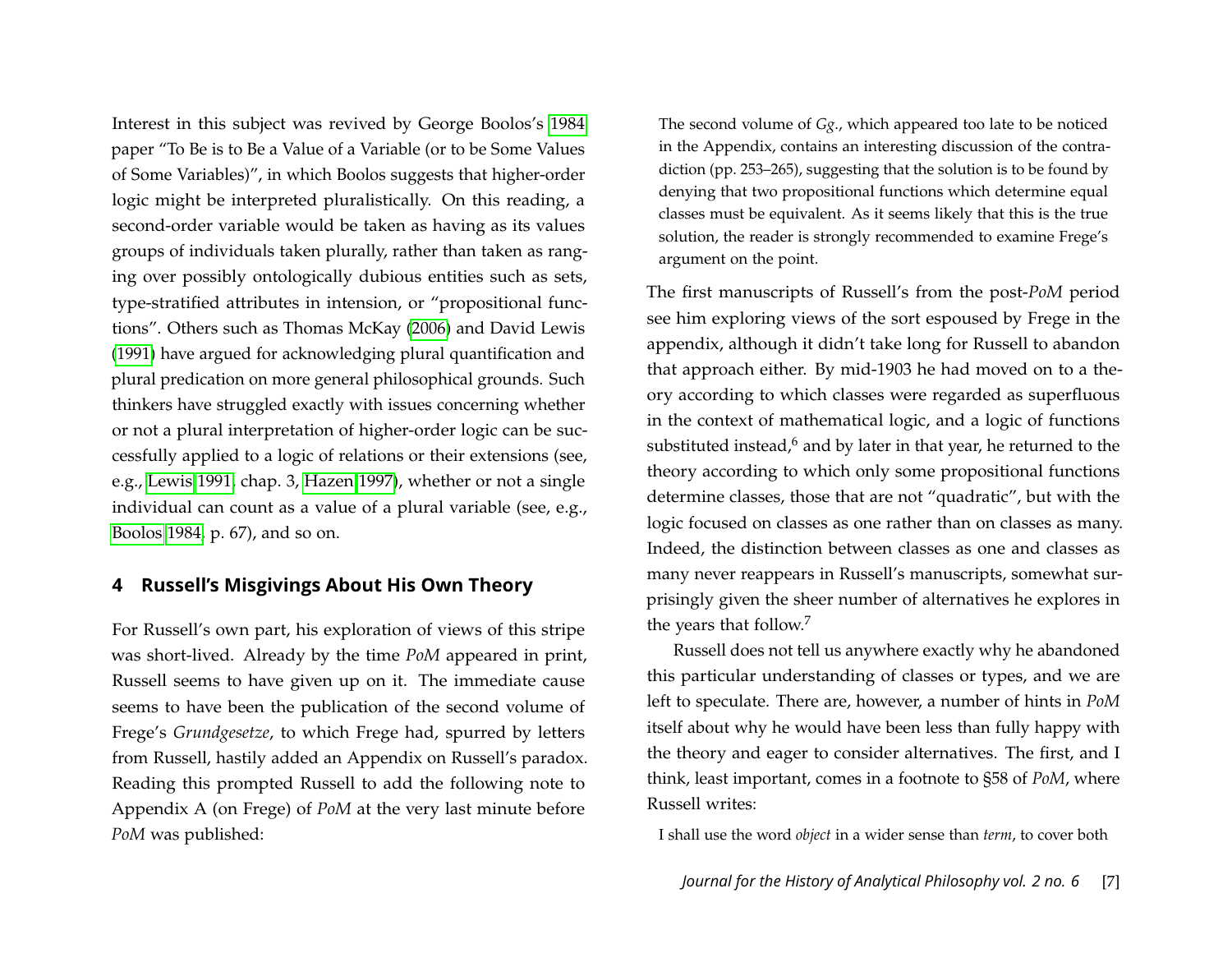Interest in this subject was revived by George Boolos's 1984 paper "To Be is to Be a Value of a Variable (or to be Some Values of Some Variables)", in which Boolos suggests that higher-order logic might be interpreted pluralistically. On this reading, a second-order variable would be taken as having as its values groups of individuals taken plurally, rather than taken as ranging over possibly ontologically dubious entities such as sets, type-stratified attributes in intension, or "propositional functions". Others such as Thomas McKay (2006) and David Lewis (1991) have argued for acknowledging plural quantification and plural predication on more general philosophical grounds. Such thinkers have struggled exactly with issues concerning whether or not a plural interpretation of higher-order logic can be successfully applied to a logic of relations or their extensions (see, e.g., Lewis 1991, chap. 3, Hazen 1997), whether or not a single individual can count as a value of a plural variable (see, e.g., Boolos 1984, p. 67), and so on.

## 4 Russell's Misgivings About His Own Theory

For Russell's own part, his exploration of views of this stripe was short-lived. Already by the time *PoM* appeared in print, Russell seems to have given up on it. The immediate cause seems to have been the publication of the second volume of Frege's *Grundgesetze*, to which Frege had, spurred by letters from Russell, hastily added an Appendix on Russell's paradox. Reading this prompted Russell to add the following note to Appendix A (on Frege) of *PoM* at the very last minute before *PoM* was published:

> The second volume of *Gg.*, which appeared too late to be noticed in the Appendix, contains an interesting discussion of the contradiction (pp. 253–265), suggesting that the solution is to be found by denying that two propositional functions which determine equal classes must be equivalent. As it seems likely that this is the true solution, the reader is strongly recommended to examine Frege's argument on the point.

The first manuscripts of Russell's from the post-*PoM* period see him exploring views of the sort espoused by Frege in the appendix, although it didn't take long for Russell to abandon that approach either. By mid-1903 he had moved on to a theory according to which classes were regarded as superfluous in the context of mathematical logic, and a logic of functions substituted instead,[6] and by later in that year, he returned to the theory according to which only some propositional functions determine classes, those that are not "quadratic", but with the logic focused on classes as one rather than on classes as many. Indeed, the distinction between classes as one and classes as many never reappears in Russell's manuscripts, somewhat surprisingly given the sheer number of alternatives he explores in the years that follow.[7]

Russell does not tell us anywhere exactly why he abandoned this particular understanding of classes or types, and we are left to speculate. There are, however, a number of hints in *PoM* itself about why he would have been less than fully happy with the theory and eager to consider alternatives. The first, and I think, least important, comes in a footnote to §58 of *PoM*, where Russell writes:

> I shall use the word *object* in a wider sense than *term*, to cover both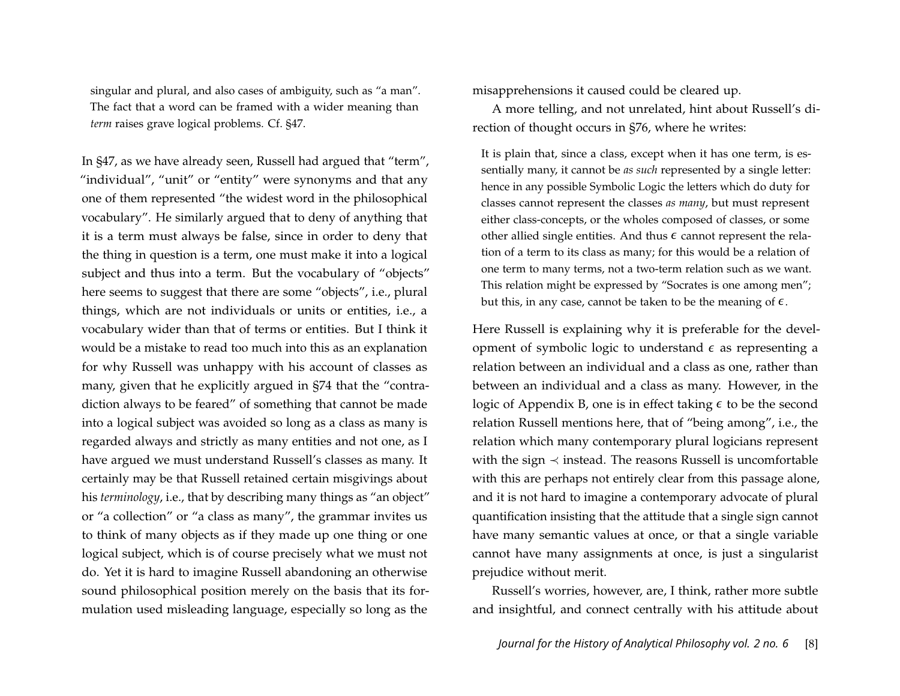singular and plural, and also cases of ambiguity, such as "a man". The fact that a word can be framed with a wider meaning than *term* raises grave logical problems. Cf. §47.

In §47, as we have already seen, Russell had argued that "term", "individual", "unit" or "entity" were synonyms and that any one of them represented "the widest word in the philosophical vocabulary". He similarly argued that to deny of anything that it is a term must always be false, since in order to deny that the thing in question is a term, one must make it into a logical subject and thus into a term. But the vocabulary of "objects" here seems to suggest that there are some "objects", i.e., plural things, which are not individuals or units or entities, i.e., a vocabulary wider than that of terms or entities. But I think it would be a mistake to read too much into this as an explanation for why Russell was unhappy with his account of classes as many, given that he explicitly argued in §74 that the "contradiction always to be feared" of something that cannot be made into a logical subject was avoided so long as a class as many is regarded always and strictly as many entities and not one, as I have argued we must understand Russell's classes as many. It certainly may be that Russell retained certain misgivings about his *terminology*, i.e., that by describing many things as "an object" or "a collection" or "a class as many", the grammar invites us to think of many objects as if they made up one thing or one logical subject, which is of course precisely what we must not do. Yet it is hard to imagine Russell abandoning an otherwise sound philosophical position merely on the basis that its formulation used misleading language, especially so long as the misapprehensions it caused could be cleared up.

A more telling, and not unrelated, hint about Russell's direction of thought occurs in §76, where he writes:

> It is plain that, since a class, except when it has one term, is essentially many, it cannot be *as such* represented by a single letter: hence in any possible Symbolic Logic the letters which do duty for classes cannot represent the classes *as many*, but must represent either class-concepts, or the wholes composed of classes, or some other allied single entities. And thus $\epsilon$ cannot represent the relation of a term to its class as many; for this would be a relation of one term to many terms, not a two-term relation such as we want. This relation might be expressed by "Socrates is one among men"; but this, in any case, cannot be taken to be the meaning of $\epsilon$.

Here Russell is explaining why it is preferable for the development of symbolic logic to understand $\epsilon$ as representing a relation between an individual and a class as one, rather than between an individual and a class as many. However, in the logic of Appendix B, one is in effect taking $\epsilon$ to be the second relation Russell mentions here, that of "being among", i.e., the relation which many contemporary plural logicians represent with the sign $\prec$ instead. The reasons Russell is uncomfortable with this are perhaps not entirely clear from this passage alone, and it is not hard to imagine a contemporary advocate of plural quantification insisting that the attitude that a single sign cannot have many semantic values at once, or that a single variable cannot have many assignments at once, is just a singularist prejudice without merit.

Russell's worries, however, are, I think, rather more subtle and insightful, and connect centrally with his attitude about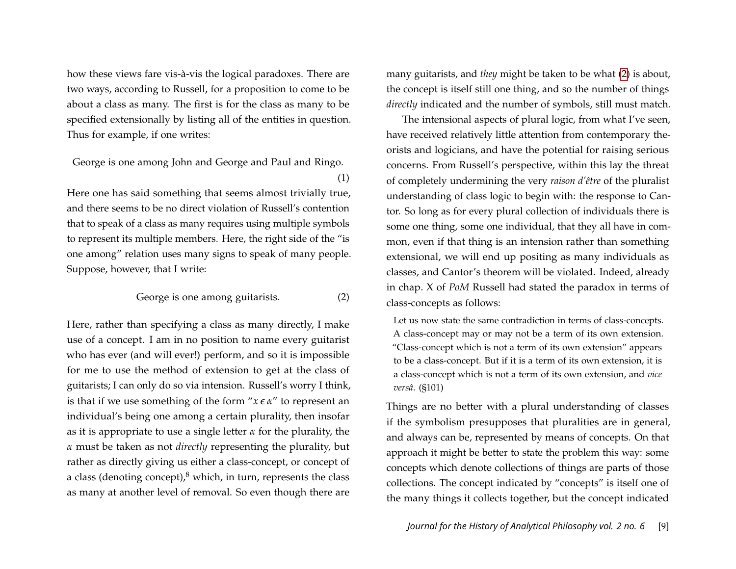how these views fare vis-à-vis the logical paradoxes. There are two ways, according to Russell, for a proposition to come to be about a class as many. The first is for the class as many to be specified extensionally by listing all of the entities in question. Thus for example, if one writes:

George is one among John and George and Paul and Ringo. (1)

Here one has said something that seems almost trivially true, and there seems to be no direct violation of Russell's contention that to speak of a class as many requires using multiple symbols to represent its multiple members. Here, the right side of the "is one among" relation uses many signs to speak of many people. Suppose, however, that I write:

George is one among guitarists. (2)

Here, rather than specifying a class as many directly, I make use of a concept. I am in no position to name every guitarist who has ever (and will ever!) perform, and so it is impossible for me to use the method of extension to get at the class of guitarists; I can only do so via intension. Russell's worry I think, is that if we use something of the form "$x \epsilon \alpha$" to represent an individual's being one among a certain plurality, then insofar as it is appropriate to use a single letter $\alpha$ for the plurality, the $\alpha$ must be taken as not *directly* representing the plurality, but rather as directly giving us either a class-concept, or concept of a class (denoting concept),[8] which, in turn, represents the class as many at another level of removal. So even though there are many guitarists, and *they* might be taken to be what (2) is about, the concept is itself still one thing, and so the number of things *directly* indicated and the number of symbols, still must match.

The intensional aspects of plural logic, from what I've seen, have received relatively little attention from contemporary theorists and logicians, and have the potential for raising serious concerns. From Russell's perspective, within this lay the threat of completely undermining the very *raison d'être* of the pluralist understanding of class logic to begin with: the response to Cantor. So long as for every plural collection of individuals there is some one thing, some one individual, that they all have in common, even if that thing is an intension rather than something extensional, we will end up positing as many individuals as classes, and Cantor's theorem will be violated. Indeed, already in chap. X of *PoM* Russell had stated the paradox in terms of class-concepts as follows:

> Let us now state the same contradiction in terms of class-concepts. A class-concept may or may not be a term of its own extension. "Class-concept which is not a term of its own extension" appears to be a class-concept. But if it is a term of its own extension, it is a class-concept which is not a term of its own extension, and *vice versâ*. (§101)

Things are no better with a plural understanding of classes if the symbolism presupposes that pluralities are in general, and always can be, represented by means of concepts. On that approach it might be better to state the problem this way: some concepts which denote collections of things are parts of those collections. The concept indicated by "concepts" is itself one of the many things it collects together, but the concept indicated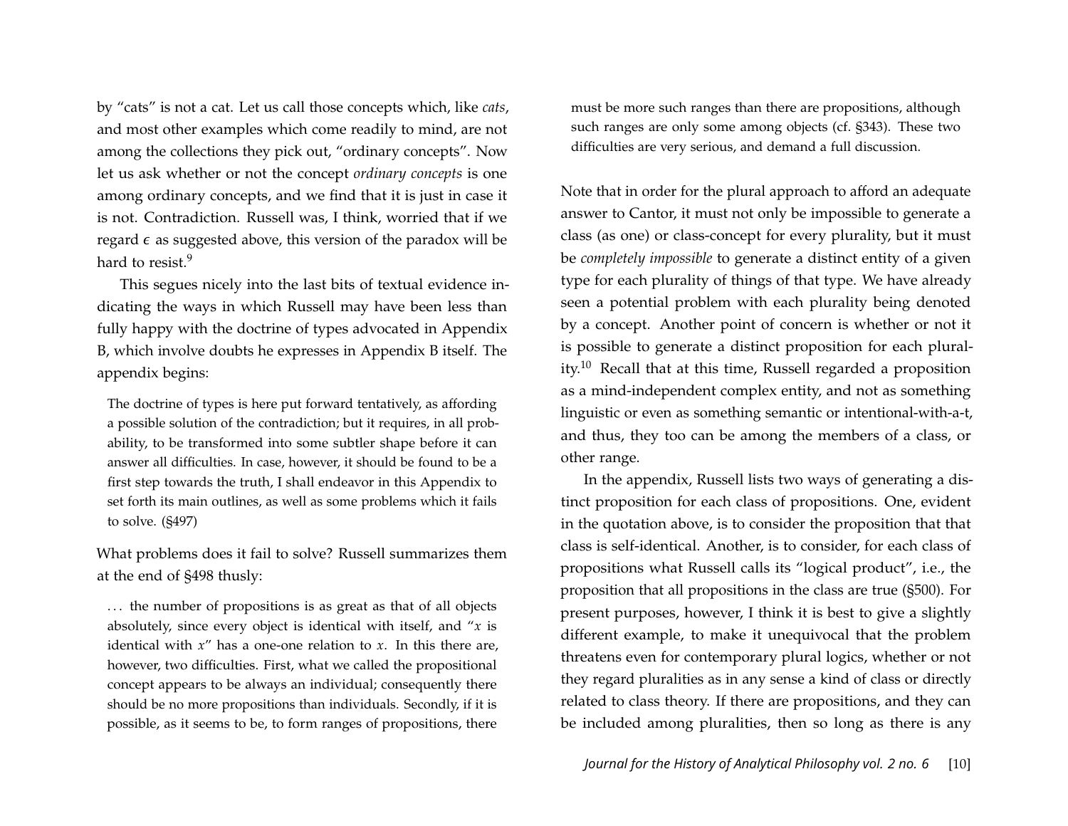by "cats" is not a cat. Let us call those concepts which, like *cats*, and most other examples which come readily to mind, are not among the collections they pick out, "ordinary concepts". Now let us ask whether or not the concept *ordinary concepts* is one among ordinary concepts, and we find that it is just in case it is not. Contradiction. Russell was, I think, worried that if we regard $\epsilon$ as suggested above, this version of the paradox will be hard to resist.[9]

This segues nicely into the last bits of textual evidence indicating the ways in which Russell may have been less than fully happy with the doctrine of types advocated in Appendix B, which involve doubts he expresses in Appendix B itself. The appendix begins:

> The doctrine of types is here put forward tentatively, as affording a possible solution of the contradiction; but it requires, in all probability, to be transformed into some subtler shape before it can answer all difficulties. In case, however, it should be found to be a first step towards the truth, I shall endeavor in this Appendix to set forth its main outlines, as well as some problems which it fails to solve. (§497)

What problems does it fail to solve? Russell summarizes them at the end of §498 thusly:

> ... the number of propositions is as great as that of all objects absolutely, since every object is identical with itself, and "$x$ is identical with $x$" has a one-one relation to $x$. In this there are, however, two difficulties. First, what we called the propositional concept appears to be always an individual; consequently there should be no more propositions than individuals. Secondly, if it is possible, as it seems to be, to form ranges of propositions, there must be more such ranges than there are propositions, although such ranges are only some among objects (cf. §343). These two difficulties are very serious, and demand a full discussion.

Note that in order for the plural approach to afford an adequate answer to Cantor, it must not only be impossible to generate a class (as one) or class-concept for every plurality, but it must be *completely impossible* to generate a distinct entity of a given type for each plurality of things of that type. We have already seen a potential problem with each plurality being denoted by a concept. Another point of concern is whether or not it is possible to generate a distinct proposition for each plurality.[10] Recall that at this time, Russell regarded a proposition as a mind-independent complex entity, and not as something linguistic or even as something semantic or intentional-with-a-t, and thus, they too can be among the members of a class, or other range.

In the appendix, Russell lists two ways of generating a distinct proposition for each class of propositions. One, evident in the quotation above, is to consider the proposition that that class is self-identical. Another, is to consider, for each class of propositions what Russell calls its "logical product", i.e., the proposition that all propositions in the class are true (§500). For present purposes, however, I think it is best to give a slightly different example, to make it unequivocal that the problem threatens even for contemporary plural logics, whether or not they regard pluralities as in any sense a kind of class or directly related to class theory. If there are propositions, and they can be included among pluralities, then so long as there is any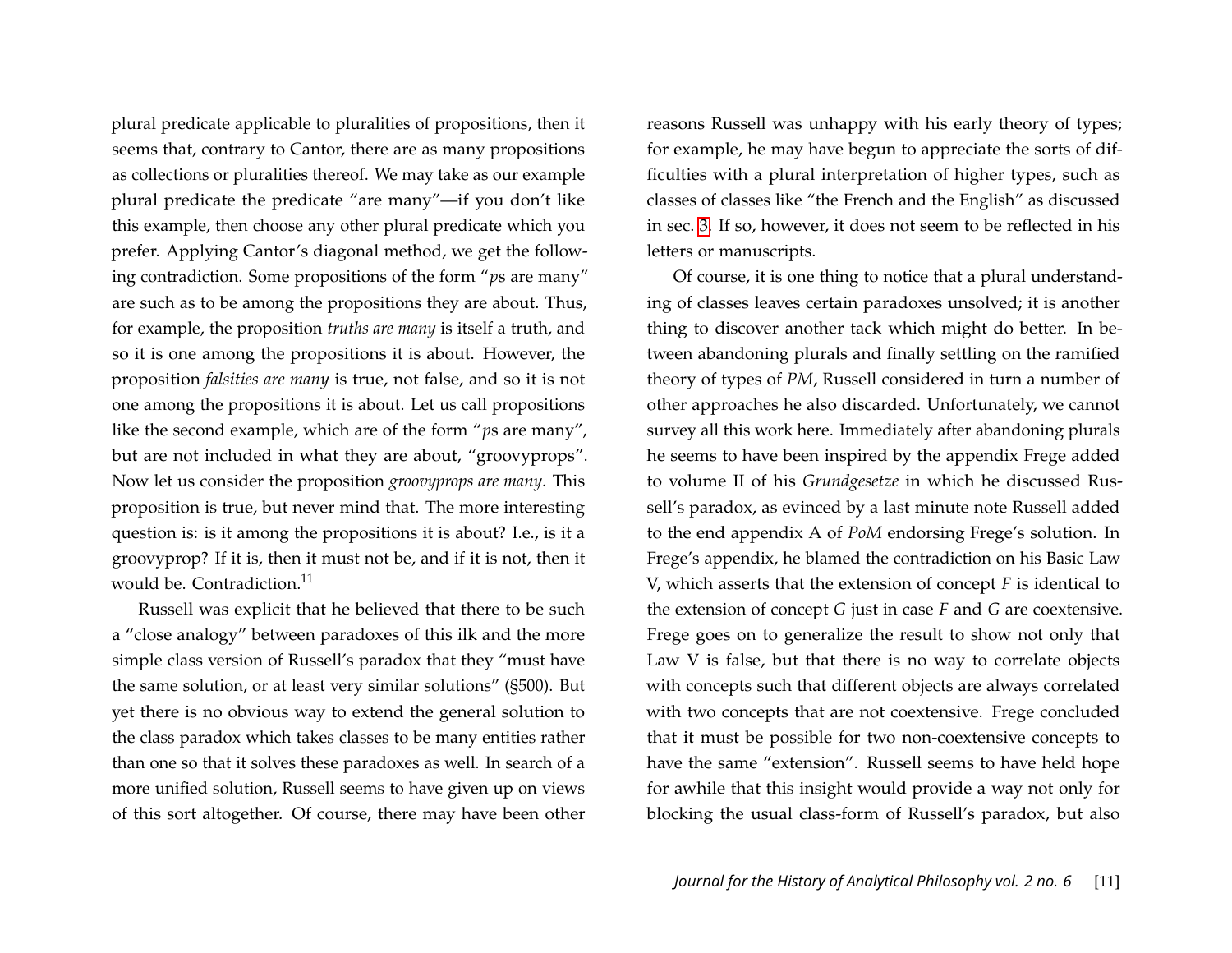plural predicate applicable to pluralities of propositions, then it seems that, contrary to Cantor, there are as many propositions as collections or pluralities thereof. We may take as our example plural predicate the predicate "are many"—if you don't like this example, then choose any other plural predicate which you prefer. Applying Cantor's diagonal method, we get the following contradiction. Some propositions of the form "*p*s are many" are such as to be among the propositions they are about. Thus, for example, the proposition *truths are many* is itself a truth, and so it is one among the propositions it is about. However, the proposition *falsities are many* is true, not false, and so it is not one among the propositions it is about. Let us call propositions like the second example, which are of the form "*p*s are many", but are not included in what they are about, "groovyprops". Now let us consider the proposition *groovyprops are many*. This proposition is true, but never mind that. The more interesting question is: is it among the propositions it is about? I.e., is it a groovyprop? If it is, then it must not be, and if it is not, then it would be. Contradiction.[11]

Russell was explicit that he believed that there to be such a "close analogy" between paradoxes of this ilk and the more simple class version of Russell's paradox that they "must have the same solution, or at least very similar solutions" (§500). But yet there is no obvious way to extend the general solution to the class paradox which takes classes to be many entities rather than one so that it solves these paradoxes as well. In search of a more unified solution, Russell seems to have given up on views of this sort altogether. Of course, there may have been other reasons Russell was unhappy with his early theory of types; for example, he may have begun to appreciate the sorts of difficulties with a plural interpretation of higher types, such as classes of classes like "the French and the English" as discussed in sec. 3. If so, however, it does not seem to be reflected in his letters or manuscripts.

Of course, it is one thing to notice that a plural understanding of classes leaves certain paradoxes unsolved; it is another thing to discover another tack which might do better. In between abandoning plurals and finally settling on the ramified theory of types of *PM*, Russell considered in turn a number of other approaches he also discarded. Unfortunately, we cannot survey all this work here. Immediately after abandoning plurals he seems to have been inspired by the appendix Frege added to volume II of his *Grundgesetze* in which he discussed Russell's paradox, as evinced by a last minute note Russell added to the end appendix A of *PoM* endorsing Frege's solution. In Frege's appendix, he blamed the contradiction on his Basic Law V, which asserts that the extension of concept *F* is identical to the extension of concept *G* just in case *F* and *G* are coextensive. Frege goes on to generalize the result to show not only that Law V is false, but that there is no way to correlate objects with concepts such that different objects are always correlated with two concepts that are not coextensive. Frege concluded that it must be possible for two non-coextensive concepts to have the same "extension". Russell seems to have held hope for awhile that this insight would provide a way not only for blocking the usual class-form of Russell's paradox, but also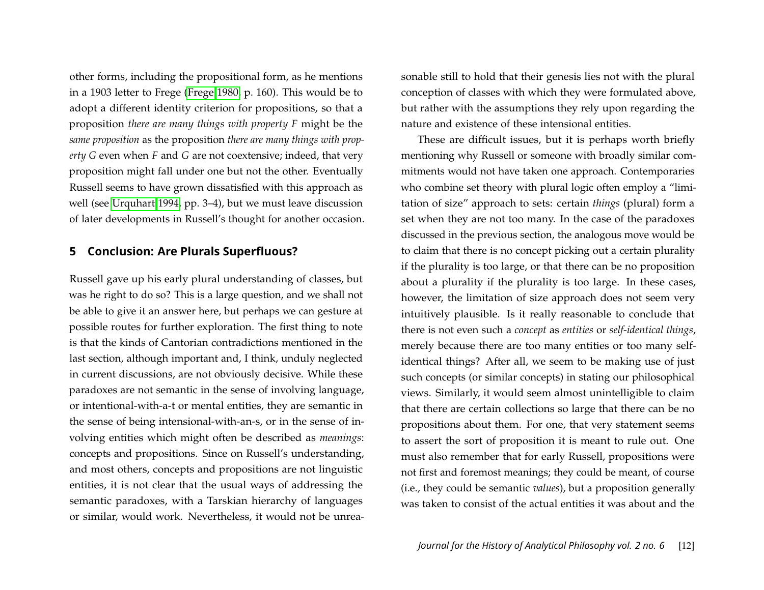other forms, including the propositional form, as he mentions in a 1903 letter to Frege (Frege 1980, p. 160). This would be to adopt a different identity criterion for propositions, so that a proposition *there are many things with property F* might be the *same proposition* as the proposition *there are many things with property G* even when *F* and *G* are not coextensive; indeed, that very proposition might fall under one but not the other. Eventually Russell seems to have grown dissatisfied with this approach as well (see Urquhart 1994, pp. 3–4), but we must leave discussion of later developments in Russell's thought for another occasion.

## 5 Conclusion: Are Plurals Superfluous?

Russell gave up his early plural understanding of classes, but was he right to do so? This is a large question, and we shall not be able to give it an answer here, but perhaps we can gesture at possible routes for further exploration. The first thing to note is that the kinds of Cantorian contradictions mentioned in the last section, although important and, I think, unduly neglected in current discussions, are not obviously decisive. While these paradoxes are not semantic in the sense of involving language, or intentional-with-a-t or mental entities, they are semantic in the sense of being intensional-with-an-s, or in the sense of involving entities which might often be described as *meanings*: concepts and propositions. Since on Russell's understanding, and most others, concepts and propositions are not linguistic entities, it is not clear that the usual ways of addressing the semantic paradoxes, with a Tarskian hierarchy of languages or similar, would work. Nevertheless, it would not be unreasonable still to hold that their genesis lies not with the plural conception of classes with which they were formulated above, but rather with the assumptions they rely upon regarding the nature and existence of these intensional entities.

These are difficult issues, but it is perhaps worth briefly mentioning why Russell or someone with broadly similar commitments would not have taken one approach. Contemporaries who combine set theory with plural logic often employ a "limitation of size" approach to sets: certain *things* (plural) form a set when they are not too many. In the case of the paradoxes discussed in the previous section, the analogous move would be to claim that there is no concept picking out a certain plurality if the plurality is too large, or that there can be no proposition about a plurality if the plurality is too large. In these cases, however, the limitation of size approach does not seem very intuitively plausible. Is it really reasonable to conclude that there is not even such a *concept* as *entities* or *self-identical things*, merely because there are too many entities or too many self-identical things? After all, we seem to be making use of just such concepts (or similar concepts) in stating our philosophical views. Similarly, it would seem almost unintelligible to claim that there are certain collections so large that there can be no propositions about them. For one, that very statement seems to assert the sort of proposition it is meant to rule out. One must also remember that for early Russell, propositions were not first and foremost meanings; they could be meant, of course (i.e., they could be semantic *values*), but a proposition generally was taken to consist of the actual entities it was about and the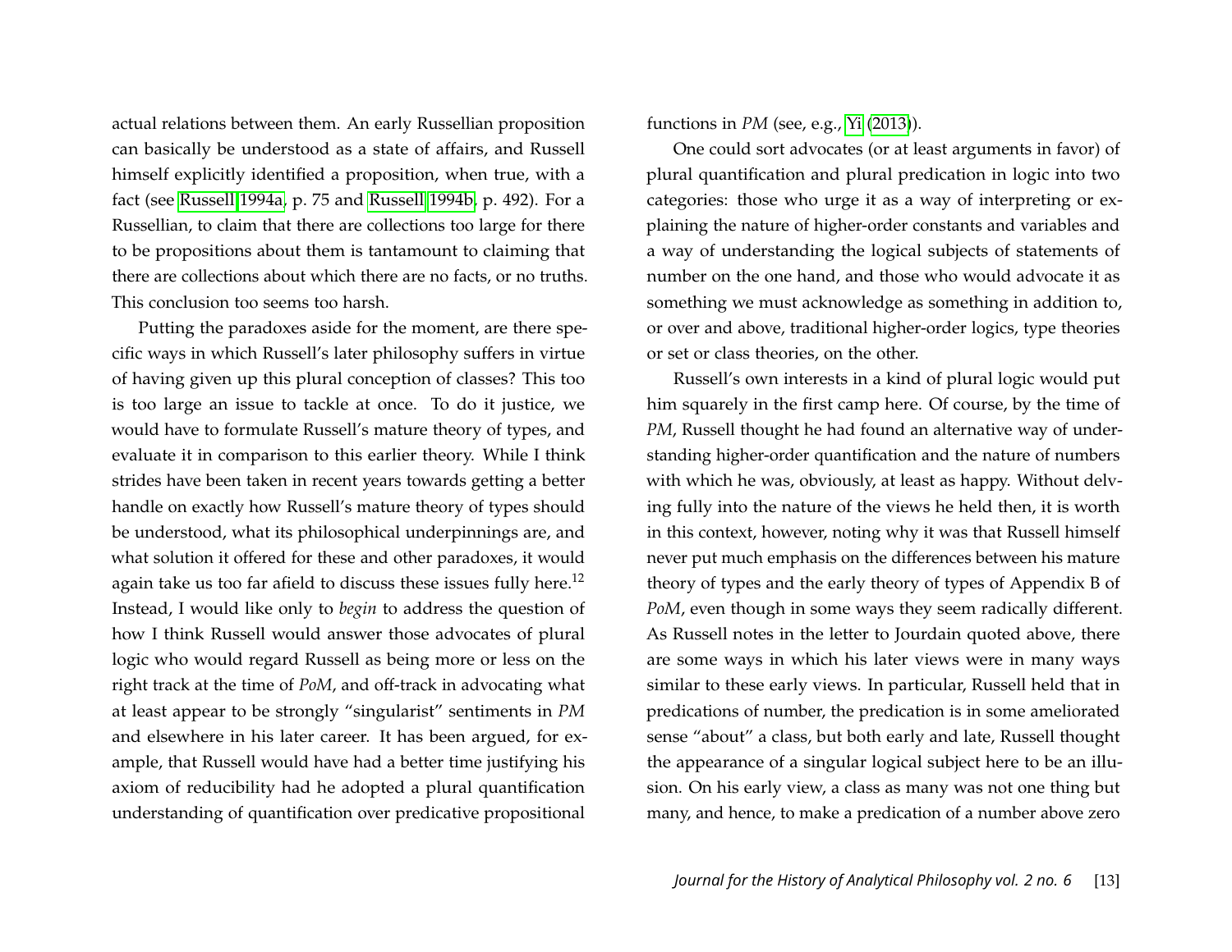actual relations between them. An early Russellian proposition can basically be understood as a state of affairs, and Russell himself explicitly identified a proposition, when true, with a fact (see Russell 1994a, p. 75 and Russell 1994b, p. 492). For a Russellian, to claim that there are collections too large for there to be propositions about them is tantamount to claiming that there are collections about which there are no facts, or no truths. This conclusion too seems too harsh.

Putting the paradoxes aside for the moment, are there specific ways in which Russell's later philosophy suffers in virtue of having given up this plural conception of classes? This too is too large an issue to tackle at once. To do it justice, we would have to formulate Russell's mature theory of types, and evaluate it in comparison to this earlier theory. While I think strides have been taken in recent years towards getting a better handle on exactly how Russell's mature theory of types should be understood, what its philosophical underpinnings are, and what solution it offered for these and other paradoxes, it would again take us too far afield to discuss these issues fully here.[12] Instead, I would like only to *begin* to address the question of how I think Russell would answer those advocates of plural logic who would regard Russell as being more or less on the right track at the time of *PoM*, and off-track in advocating what at least appear to be strongly "singularist" sentiments in *PM* and elsewhere in his later career. It has been argued, for example, that Russell would have had a better time justifying his axiom of reducibility had he adopted a plural quantification understanding of quantification over predicative propositional functions in *PM* (see, e.g., Yi (2013)).

One could sort advocates (or at least arguments in favor) of plural quantification and plural predication in logic into two categories: those who urge it as a way of interpreting or explaining the nature of higher-order constants and variables and a way of understanding the logical subjects of statements of number on the one hand, and those who would advocate it as something we must acknowledge as something in addition to, or over and above, traditional higher-order logics, type theories or set or class theories, on the other.

Russell's own interests in a kind of plural logic would put him squarely in the first camp here. Of course, by the time of *PM*, Russell thought he had found an alternative way of understanding higher-order quantification and the nature of numbers with which he was, obviously, at least as happy. Without delving fully into the nature of the views he held then, it is worth in this context, however, noting why it was that Russell himself never put much emphasis on the differences between his mature theory of types and the early theory of types of Appendix B of *PoM*, even though in some ways they seem radically different. As Russell notes in the letter to Jourdain quoted above, there are some ways in which his later views were in many ways similar to these early views. In particular, Russell held that in predications of number, the predication is in some ameliorated sense "about" a class, but both early and late, Russell thought the appearance of a singular logical subject here to be an illusion. On his early view, a class as many was not one thing but many, and hence, to make a predication of a number above zero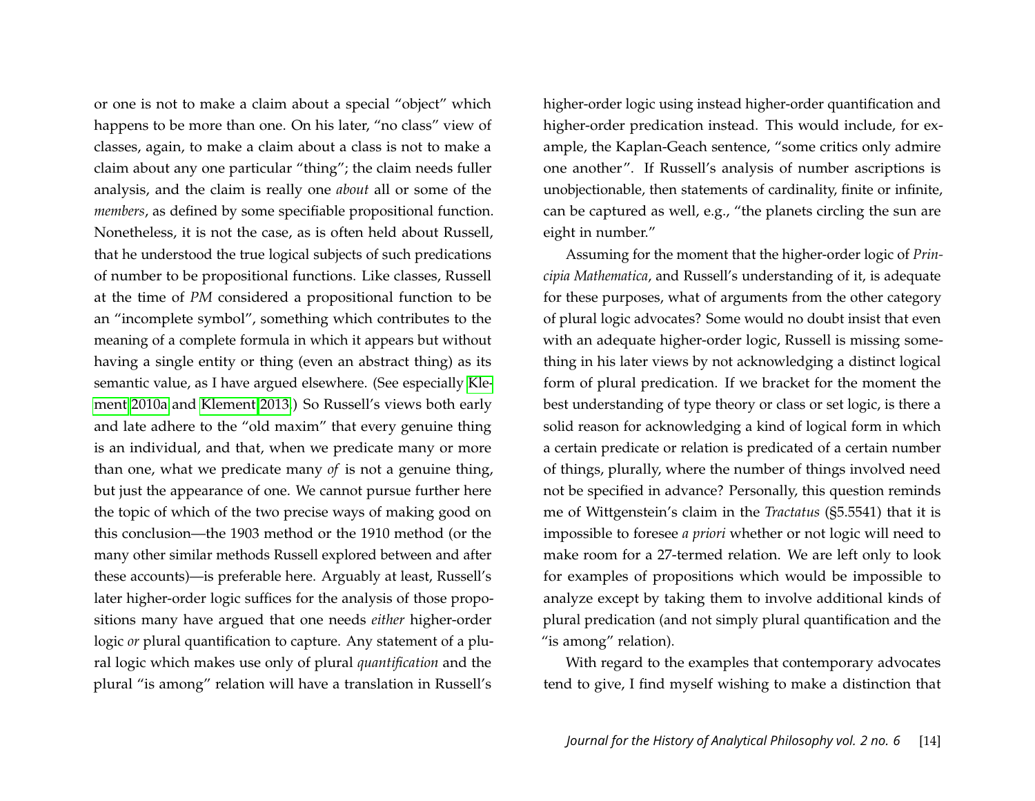or one is not to make a claim about a special "object" which happens to be more than one. On his later, "no class" view of classes, again, to make a claim about a class is not to make a claim about any one particular "thing"; the claim needs fuller analysis, and the claim is really one *about* all or some of the *members*, as defined by some specifiable propositional function. Nonetheless, it is not the case, as is often held about Russell, that he understood the true logical subjects of such predications of number to be propositional functions. Like classes, Russell at the time of *PM* considered a propositional function to be an "incomplete symbol", something which contributes to the meaning of a complete formula in which it appears but without having a single entity or thing (even an abstract thing) as its semantic value, as I have argued elsewhere. (See especially Klement 2010a and Klement 2013.) So Russell's views both early and late adhere to the "old maxim" that every genuine thing is an individual, and that, when we predicate many or more than one, what we predicate many *of* is not a genuine thing, but just the appearance of one. We cannot pursue further here the topic of which of the two precise ways of making good on this conclusion—the 1903 method or the 1910 method (or the many other similar methods Russell explored between and after these accounts)—is preferable here. Arguably at least, Russell's later higher-order logic suffices for the analysis of those propositions many have argued that one needs *either* higher-order logic *or* plural quantification to capture. Any statement of a plural logic which makes use only of plural *quantification* and the plural "is among" relation will have a translation in Russell's higher-order logic using instead higher-order quantification and higher-order predication instead. This would include, for example, the Kaplan-Geach sentence, "some critics only admire one another". If Russell's analysis of number ascriptions is unobjectionable, then statements of cardinality, finite or infinite, can be captured as well, e.g., "the planets circling the sun are eight in number."

Assuming for the moment that the higher-order logic of *Principia Mathematica*, and Russell's understanding of it, is adequate for these purposes, what of arguments from the other category of plural logic advocates? Some would no doubt insist that even with an adequate higher-order logic, Russell is missing something in his later views by not acknowledging a distinct logical form of plural predication. If we bracket for the moment the best understanding of type theory or class or set logic, is there a solid reason for acknowledging a kind of logical form in which a certain predicate or relation is predicated of a certain number of things, plurally, where the number of things involved need not be specified in advance? Personally, this question reminds me of Wittgenstein's claim in the *Tractatus* (§5.5541) that it is impossible to foresee *a priori* whether or not logic will need to make room for a 27-termed relation. We are left only to look for examples of propositions which would be impossible to analyze except by taking them to involve additional kinds of plural predication (and not simply plural quantification and the "is among" relation).

With regard to the examples that contemporary advocates tend to give, I find myself wishing to make a distinction that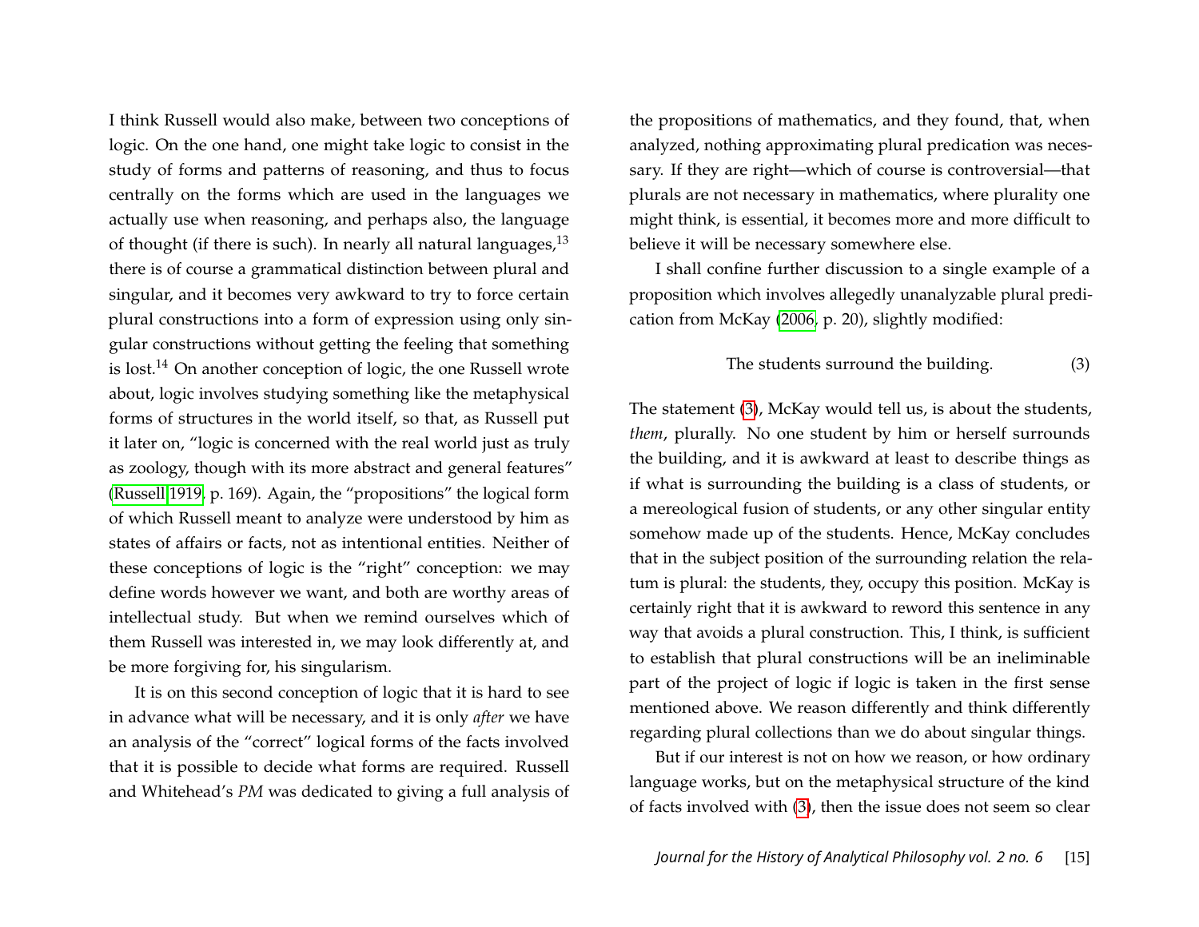I think Russell would also make, between two conceptions of logic. On the one hand, one might take logic to consist in the study of forms and patterns of reasoning, and thus to focus centrally on the forms which are used in the languages we actually use when reasoning, and perhaps also, the language of thought (if there is such). In nearly all natural languages,[13] there is of course a grammatical distinction between plural and singular, and it becomes very awkward to try to force certain plural constructions into a form of expression using only singular constructions without getting the feeling that something is lost.[14] On another conception of logic, the one Russell wrote about, logic involves studying something like the metaphysical forms of structures in the world itself, so that, as Russell put it later on, "logic is concerned with the real world just as truly as zoology, though with its more abstract and general features" (Russell 1919, p. 169). Again, the "propositions" the logical form of which Russell meant to analyze were understood by him as states of affairs or facts, not as intentional entities. Neither of these conceptions of logic is the "right" conception: we may define words however we want, and both are worthy areas of intellectual study. But when we remind ourselves which of them Russell was interested in, we may look differently at, and be more forgiving for, his singularism.

It is on this second conception of logic that it is hard to see in advance what will be necessary, and it is only *after* we have an analysis of the "correct" logical forms of the facts involved that it is possible to decide what forms are required. Russell and Whitehead's *PM* was dedicated to giving a full analysis of the propositions of mathematics, and they found, that, when analyzed, nothing approximating plural predication was necessary. If they are right—which of course is controversial—that plurals are not necessary in mathematics, where plurality one might think, is essential, it becomes more and more difficult to believe it will be necessary somewhere else.

I shall confine further discussion to a single example of a proposition which involves allegedly unanalyzable plural predication from McKay (2006, p. 20), slightly modified:

$$\text{The students surround the building.} \tag{3}$$

The statement (3), McKay would tell us, is about the students, *them*, plurally. No one student by him or herself surrounds the building, and it is awkward at least to describe things as if what is surrounding the building is a class of students, or a mereological fusion of students, or any other singular entity somehow made up of the students. Hence, McKay concludes that in the subject position of the surrounding relation the relatum is plural: the students, they, occupy this position. McKay is certainly right that it is awkward to reword this sentence in any way that avoids a plural construction. This, I think, is sufficient to establish that plural constructions will be an ineliminable part of the project of logic if logic is taken in the first sense mentioned above. We reason differently and think differently regarding plural collections than we do about singular things.

But if our interest is not on how we reason, or how ordinary language works, but on the metaphysical structure of the kind of facts involved with (3), then the issue does not seem so clear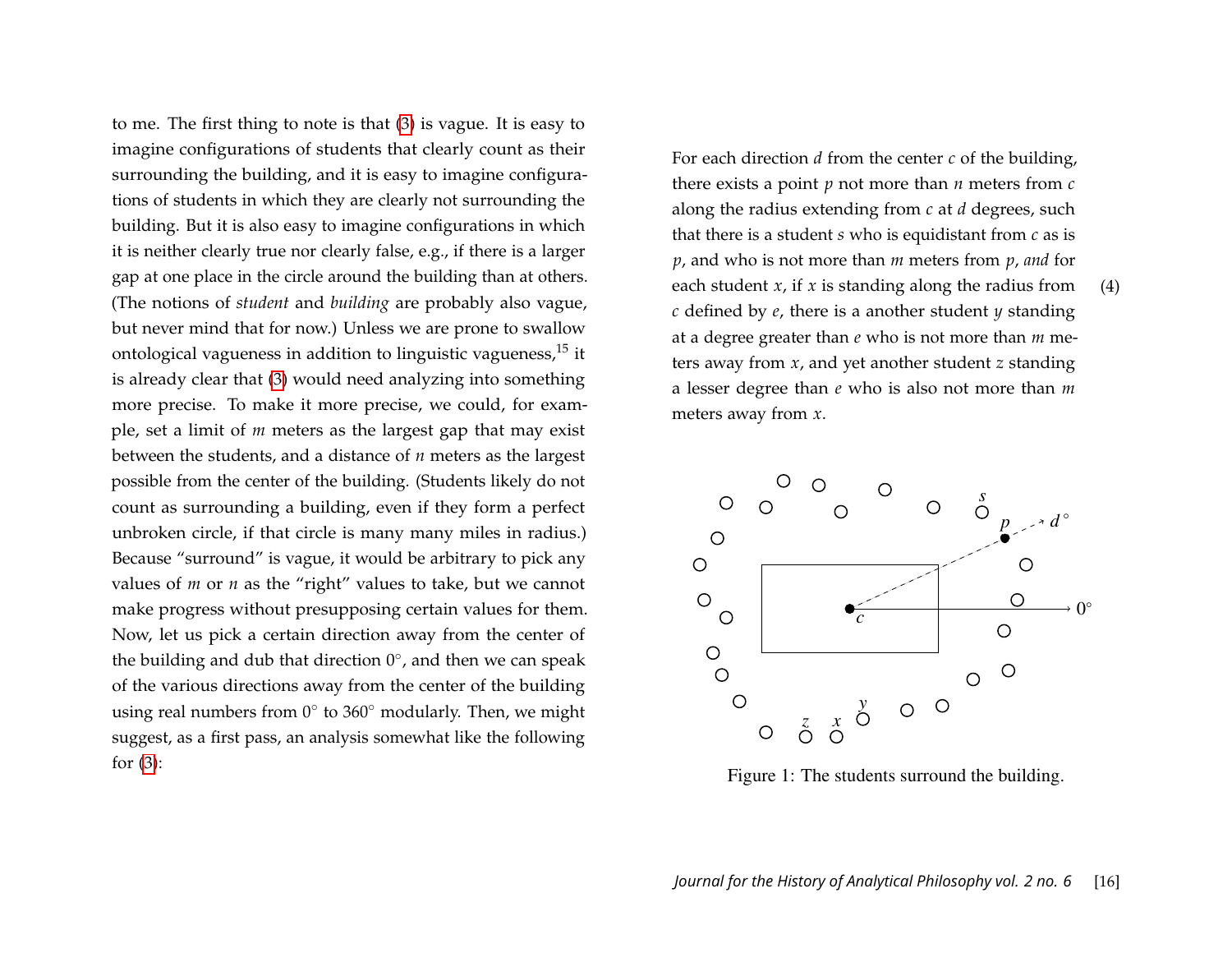to me. The first thing to note is that (3) is vague. It is easy to imagine configurations of students that clearly count as their surrounding the building, and it is easy to imagine configurations of students in which they are clearly not surrounding the building. But it is also easy to imagine configurations in which it is neither clearly true nor clearly false, e.g., if there is a larger gap at one place in the circle around the building than at others. (The notions of *student* and *building* are probably also vague, but never mind that for now.) Unless we are prone to swallow ontological vagueness in addition to linguistic vagueness,[15] it is already clear that (3) would need analyzing into something more precise. To make it more precise, we could, for example, set a limit of $m$ meters as the largest gap that may exist between the students, and a distance of $n$ meters as the largest possible from the center of the building. (Students likely do not count as surrounding a building, even if they form a perfect unbroken circle, if that circle is many many miles in radius.) Because "surround" is vague, it would be arbitrary to pick any values of $m$ or $n$ as the "right" values to take, but we cannot make progress without presupposing certain values for them. Now, let us pick a certain direction away from the center of the building and dub that direction 0°, and then we can speak of the various directions away from the center of the building using real numbers from 0° to 360° modularly. Then, we might suggest, as a first pass, an analysis somewhat like the following for (3):

For each direction $d$ from the center $c$ of the building, there exists a point $p$ not more than $n$ meters from $c$ along the radius extending from $c$ at $d$ degrees, such that there is a student $s$ who is equidistant from $c$ as is $p$, and who is not more than $m$ meters from $p$, *and* for each student $x$, if $x$ is standing along the radius from $c$ defined by $e$, there is a another student $y$ standing at a degree greater than $e$ who is not more than $m$ meters away from $x$, and yet another student $z$ standing a lesser degree than $e$ who is also not more than $m$ meters away from $x$. (4)

Figure 1: The students surround the building.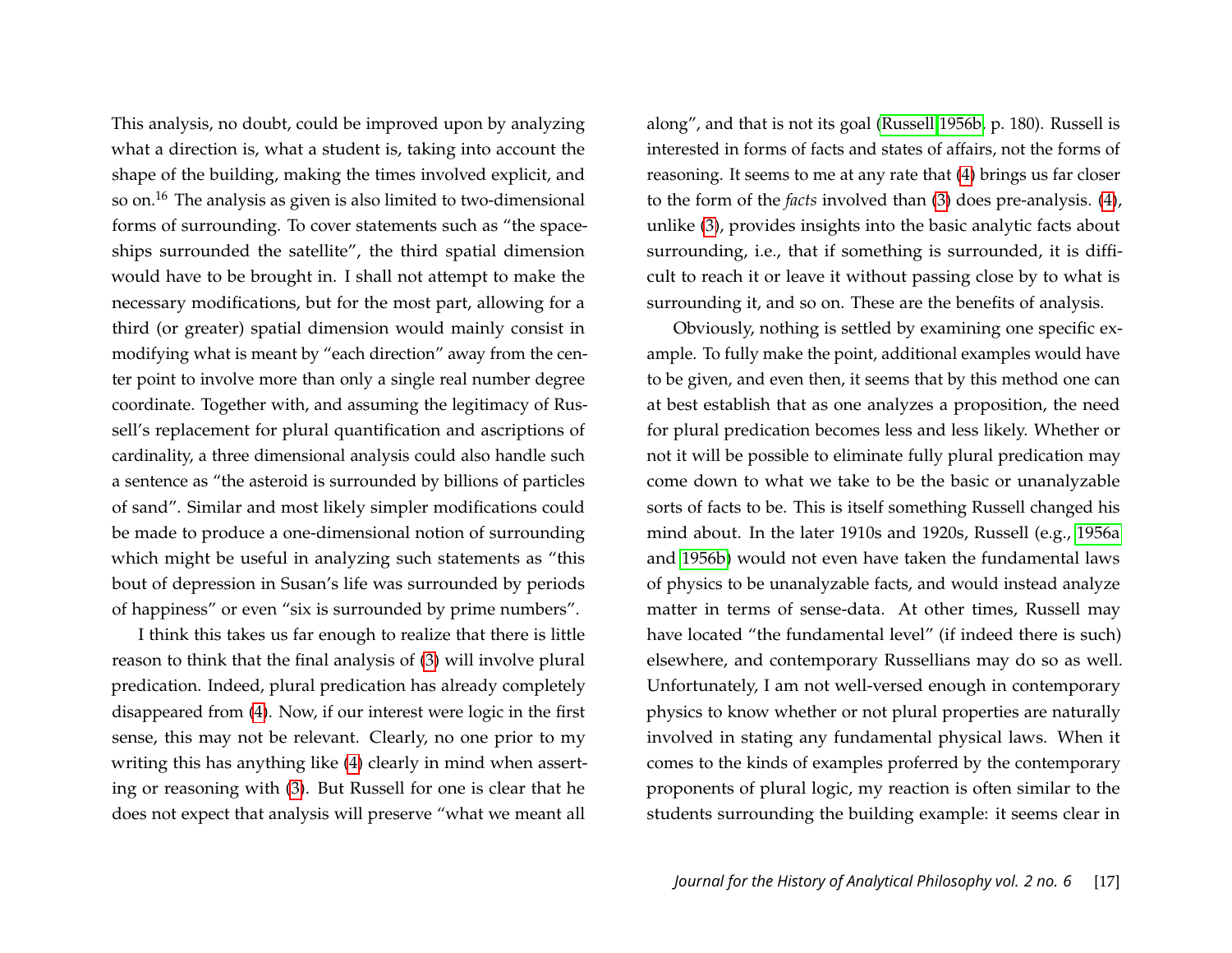This analysis, no doubt, could be improved upon by analyzing what a direction is, what a student is, taking into account the shape of the building, making the times involved explicit, and so on.[16] The analysis as given is also limited to two-dimensional forms of surrounding. To cover statements such as "the spaceships surrounded the satellite", the third spatial dimension would have to be brought in. I shall not attempt to make the necessary modifications, but for the most part, allowing for a third (or greater) spatial dimension would mainly consist in modifying what is meant by "each direction" away from the center point to involve more than only a single real number degree coordinate. Together with, and assuming the legitimacy of Russell's replacement for plural quantification and ascriptions of cardinality, a three dimensional analysis could also handle such a sentence as "the asteroid is surrounded by billions of particles of sand". Similar and most likely simpler modifications could be made to produce a one-dimensional notion of surrounding which might be useful in analyzing such statements as "this bout of depression in Susan's life was surrounded by periods of happiness" or even "six is surrounded by prime numbers".

I think this takes us far enough to realize that there is little reason to think that the final analysis of (3) will involve plural predication. Indeed, plural predication has already completely disappeared from (4). Now, if our interest were logic in the first sense, this may not be relevant. Clearly, no one prior to my writing this has anything like (4) clearly in mind when asserting or reasoning with (3). But Russell for one is clear that he does not expect that analysis will preserve "what we meant all along", and that is not its goal (Russell 1956b, p. 180). Russell is interested in forms of facts and states of affairs, not the forms of reasoning. It seems to me at any rate that (4) brings us far closer to the form of the *facts* involved than (3) does pre-analysis. (4), unlike (3), provides insights into the basic analytic facts about surrounding, i.e., that if something is surrounded, it is difficult to reach it or leave it without passing close by to what is surrounding it, and so on. These are the benefits of analysis.

Obviously, nothing is settled by examining one specific example. To fully make the point, additional examples would have to be given, and even then, it seems that by this method one can at best establish that as one analyzes a proposition, the need for plural predication becomes less and less likely. Whether or not it will be possible to eliminate fully plural predication may come down to what we take to be the basic or unanalyzable sorts of facts to be. This is itself something Russell changed his mind about. In the later 1910s and 1920s, Russell (e.g., 1956a and 1956b) would not even have taken the fundamental laws of physics to be unanalyzable facts, and would instead analyze matter in terms of sense-data. At other times, Russell may have located "the fundamental level" (if indeed there is such) elsewhere, and contemporary Russellians may do so as well. Unfortunately, I am not well-versed enough in contemporary physics to know whether or not plural properties are naturally involved in stating any fundamental physical laws. When it comes to the kinds of examples proferred by the contemporary proponents of plural logic, my reaction is often similar to the students surrounding the building example: it seems clear in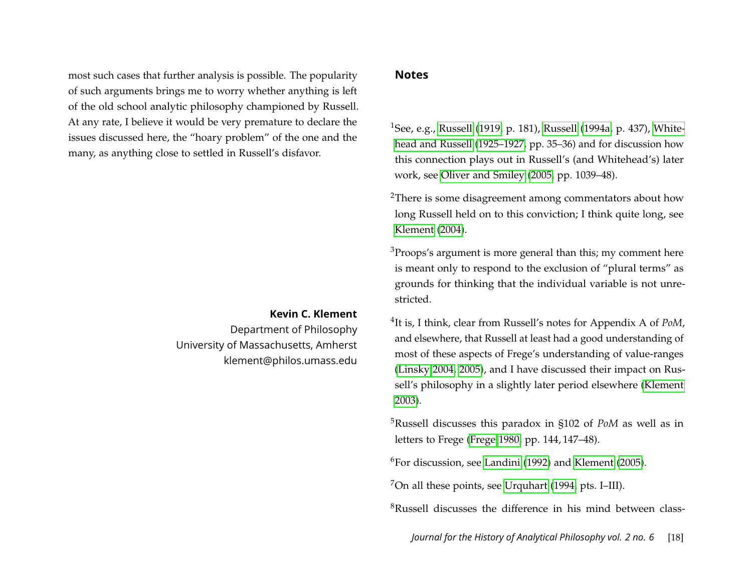most such cases that further analysis is possible. The popularity of such arguments brings me to worry whether anything is left of the old school analytic philosophy championed by Russell. At any rate, I believe it would be very premature to declare the issues discussed here, the "hoary problem" of the one and the many, as anything close to settled in Russell's disfavor.

**Kevin C. Klement**
Department of Philosophy
University of Massachusetts, Amherst
klement@philos.umass.edu

## Notes

[1]See, e.g., Russell (1919, p. 181), Russell (1994a, p. 437), Whitehead and Russell (1925–1927, pp. 35–36) and for discussion how this connection plays out in Russell's (and Whitehead's) later work, see Oliver and Smiley (2005, pp. 1039–48).

[2]There is some disagreement among commentators about how long Russell held on to this conviction; I think quite long, see Klement (2004).

[3]Proops's argument is more general than this; my comment here is meant only to respond to the exclusion of "plural terms" as grounds for thinking that the individual variable is not unrestricted.

[4]It is, I think, clear from Russell's notes for Appendix A of *PoM*, and elsewhere, that Russell at least had a good understanding of most of these aspects of Frege's understanding of value-ranges (Linsky 2004, 2005), and I have discussed their impact on Russell's philosophy in a slightly later period elsewhere (Klement 2003).

[5]Russell discusses this paradox in §102 of *PoM* as well as in letters to Frege (Frege 1980, pp. 144, 147–48).

[6]For discussion, see Landini (1992) and Klement (2005).

[7]On all these points, see Urquhart (1994, pts. I–III).

[8]Russell discusses the difference in his mind between class-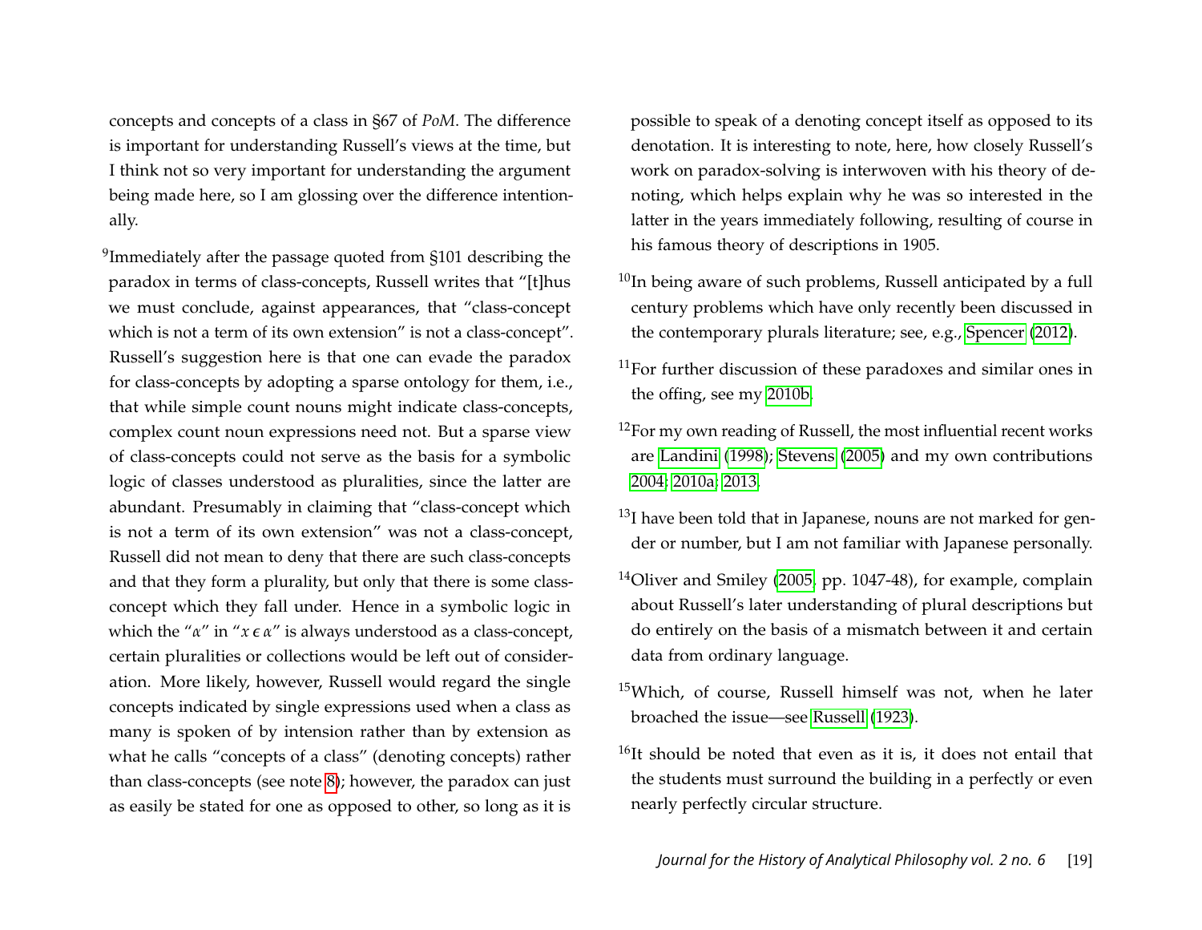concepts and concepts of a class in §67 of *PoM*. The difference is important for understanding Russell's views at the time, but I think not so very important for understanding the argument being made here, so I am glossing over the difference intentionally.

[9]Immediately after the passage quoted from §101 describing the paradox in terms of class-concepts, Russell writes that "[t]hus we must conclude, against appearances, that "class-concept which is not a term of its own extension" is not a class-concept". Russell's suggestion here is that one can evade the paradox for class-concepts by adopting a sparse ontology for them, i.e., that while simple count nouns might indicate class-concepts, complex count noun expressions need not. But a sparse view of class-concepts could not serve as the basis for a symbolic logic of classes understood as pluralities, since the latter are abundant. Presumably in claiming that "class-concept which is not a term of its own extension" was not a class-concept, Russell did not mean to deny that there are such class-concepts and that they form a plurality, but only that there is some class-concept which they fall under. Hence in a symbolic logic in which the "$\alpha$" in "$x \,\epsilon\, \alpha$" is always understood as a class-concept, certain pluralities or collections would be left out of consideration. More likely, however, Russell would regard the single concepts indicated by single expressions used when a class as many is spoken of by intension rather than by extension as what he calls "concepts of a class" (denoting concepts) rather than class-concepts (see note 8); however, the paradox can just as easily be stated for one as opposed to other, so long as it is possible to speak of a denoting concept itself as opposed to its denotation. It is interesting to note, here, how closely Russell's work on paradox-solving is interwoven with his theory of denoting, which helps explain why he was so interested in the latter in the years immediately following, resulting of course in his famous theory of descriptions in 1905.

[10]In being aware of such problems, Russell anticipated by a full century problems which have only recently been discussed in the contemporary plurals literature; see, e.g., Spencer (2012).

[11]For further discussion of these paradoxes and similar ones in the offing, see my 2010b.

[12]For my own reading of Russell, the most influential recent works are Landini (1998); Stevens (2005) and my own contributions 2004; 2010a; 2013.

[13]I have been told that in Japanese, nouns are not marked for gender or number, but I am not familiar with Japanese personally.

[14]Oliver and Smiley (2005, pp. 1047-48), for example, complain about Russell's later understanding of plural descriptions but do entirely on the basis of a mismatch between it and certain data from ordinary language.

[15]Which, of course, Russell himself was not, when he later broached the issue—see Russell (1923).

[16]It should be noted that even as it is, it does not entail that the students must surround the building in a perfectly or even nearly perfectly circular structure.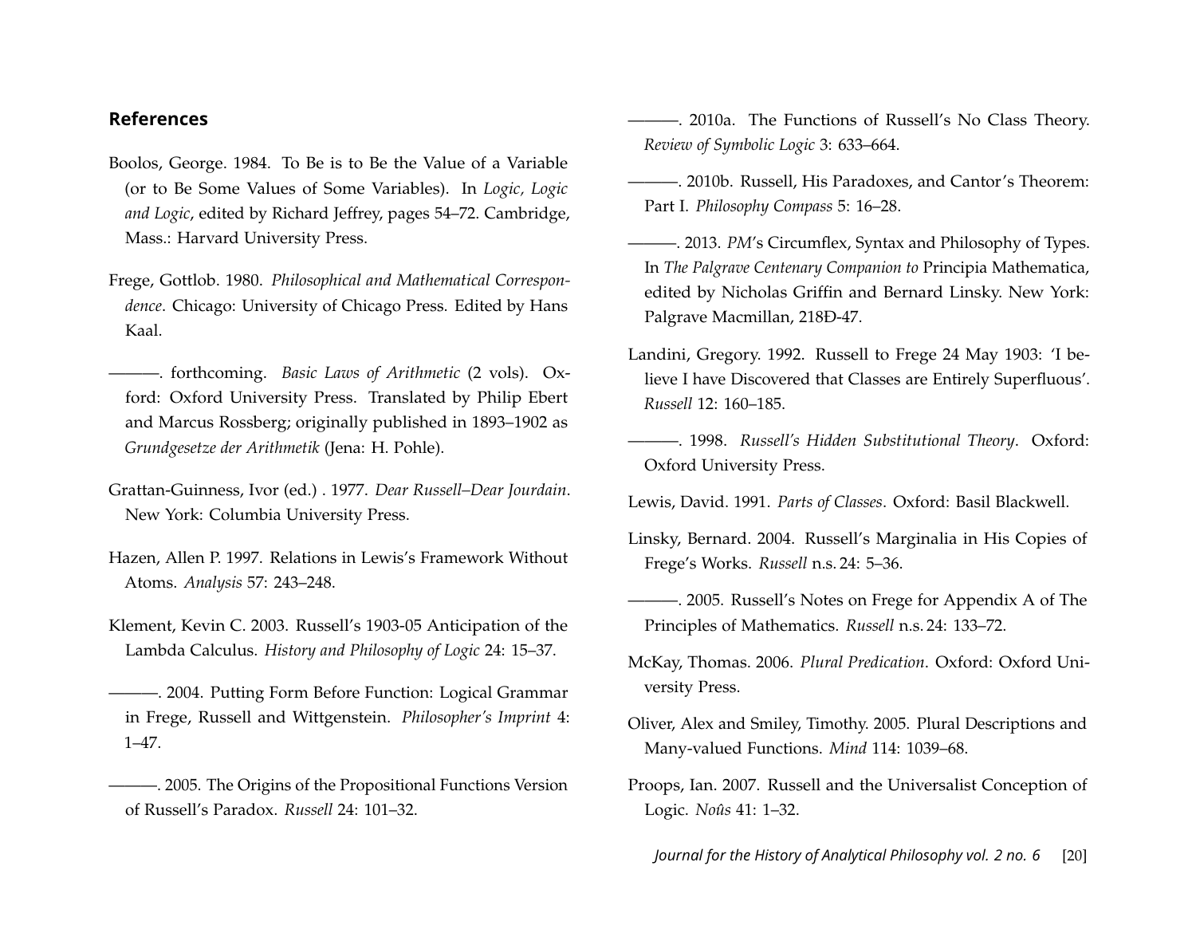## References

Boolos, George. 1984. To Be is to Be the Value of a Variable (or to Be Some Values of Some Variables). In *Logic, Logic and Logic*, edited by Richard Jeffrey, pages 54–72. Cambridge, Mass.: Harvard University Press.

Frege, Gottlob. 1980. *Philosophical and Mathematical Correspondence*. Chicago: University of Chicago Press. Edited by Hans Kaal.

———. forthcoming. *Basic Laws of Arithmetic* (2 vols). Oxford: Oxford University Press. Translated by Philip Ebert and Marcus Rossberg; originally published in 1893–1902 as *Grundgesetze der Arithmetik* (Jena: H. Pohle).

Grattan-Guinness, Ivor (ed.) . 1977. *Dear Russell–Dear Jourdain*. New York: Columbia University Press.

Hazen, Allen P. 1997. Relations in Lewis's Framework Without Atoms. *Analysis* 57: 243–248.

Klement, Kevin C. 2003. Russell's 1903-05 Anticipation of the Lambda Calculus. *History and Philosophy of Logic* 24: 15–37.

———. 2004. Putting Form Before Function: Logical Grammar in Frege, Russell and Wittgenstein. *Philosopher's Imprint* 4: 1–47.

———. 2005. The Origins of the Propositional Functions Version of Russell's Paradox. *Russell* 24: 101–32.

———. 2010a. The Functions of Russell's No Class Theory. *Review of Symbolic Logic* 3: 633–664.

———. 2010b. Russell, His Paradoxes, and Cantor's Theorem: Part I. *Philosophy Compass* 5: 16–28.

———. 2013. *PM*'s Circumflex, Syntax and Philosophy of Types. In *The Palgrave Centenary Companion to* Principia Mathematica, edited by Nicholas Griffin and Bernard Linsky. New York: Palgrave Macmillan, 218Ð-47.

Landini, Gregory. 1992. Russell to Frege 24 May 1903: 'I believe I have Discovered that Classes are Entirely Superfluous'. *Russell* 12: 160–185.

———. 1998. *Russell's Hidden Substitutional Theory*. Oxford: Oxford University Press.

Lewis, David. 1991. *Parts of Classes*. Oxford: Basil Blackwell.

Linsky, Bernard. 2004. Russell's Marginalia in His Copies of Frege's Works. *Russell* n.s. 24: 5–36.

———. 2005. Russell's Notes on Frege for Appendix A of The Principles of Mathematics. *Russell* n.s. 24: 133–72.

McKay, Thomas. 2006. *Plural Predication*. Oxford: Oxford University Press.

Oliver, Alex and Smiley, Timothy. 2005. Plural Descriptions and Many-valued Functions. *Mind* 114: 1039–68.

Proops, Ian. 2007. Russell and the Universalist Conception of Logic. *Noûs* 41: 1–32.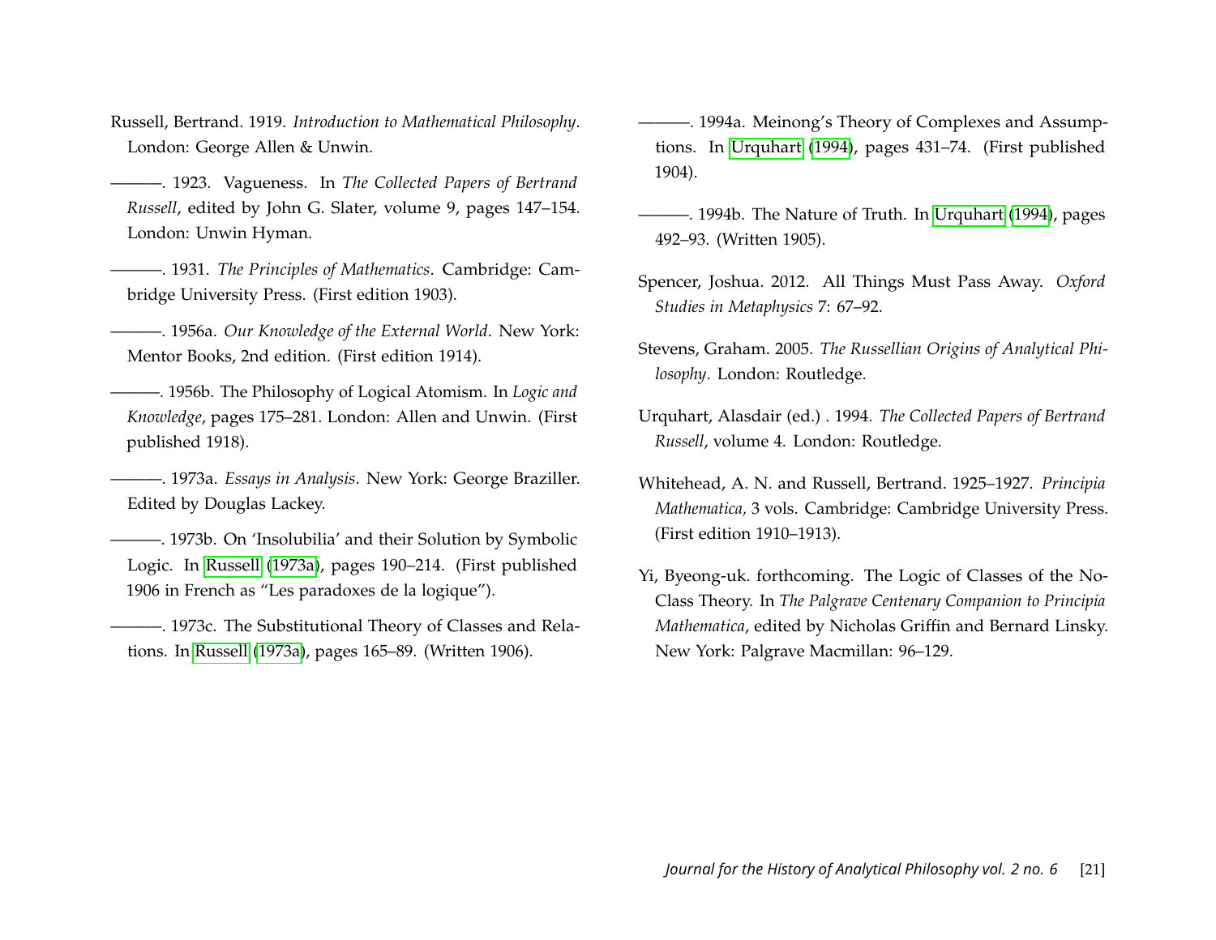Russell, Bertrand. 1919. *Introduction to Mathematical Philosophy*. London: George Allen & Unwin.

———. 1923. Vagueness. In *The Collected Papers of Bertrand Russell*, edited by John G. Slater, volume 9, pages 147–154. London: Unwin Hyman.

———. 1931. *The Principles of Mathematics*. Cambridge: Cambridge University Press. (First edition 1903).

———. 1956a. *Our Knowledge of the External World*. New York: Mentor Books, 2nd edition. (First edition 1914).

———. 1956b. The Philosophy of Logical Atomism. In *Logic and Knowledge*, pages 175–281. London: Allen and Unwin. (First published 1918).

———. 1973a. *Essays in Analysis*. New York: George Braziller. Edited by Douglas Lackey.

———. 1973b. On 'Insolubilia' and their Solution by Symbolic Logic. In Russell (1973a), pages 190–214. (First published 1906 in French as "Les paradoxes de la logique").

———. 1973c. The Substitutional Theory of Classes and Relations. In Russell (1973a), pages 165–89. (Written 1906).

———. 1994a. Meinong's Theory of Complexes and Assumptions. In Urquhart (1994), pages 431–74. (First published 1904).

———. 1994b. The Nature of Truth. In Urquhart (1994), pages 492–93. (Written 1905).

Spencer, Joshua. 2012. All Things Must Pass Away. *Oxford Studies in Metaphysics* 7: 67–92.

Stevens, Graham. 2005. *The Russellian Origins of Analytical Philosophy*. London: Routledge.

Urquhart, Alasdair (ed.) . 1994. *The Collected Papers of Bertrand Russell*, volume 4. London: Routledge.

Whitehead, A. N. and Russell, Bertrand. 1925–1927. *Principia Mathematica,* 3 vols. Cambridge: Cambridge University Press. (First edition 1910–1913).

Yi, Byeong-uk. forthcoming. The Logic of Classes of the No-Class Theory. In *The Palgrave Centenary Companion to Principia Mathematica*, edited by Nicholas Griffin and Bernard Linsky. New York: Palgrave Macmillan: 96–129.